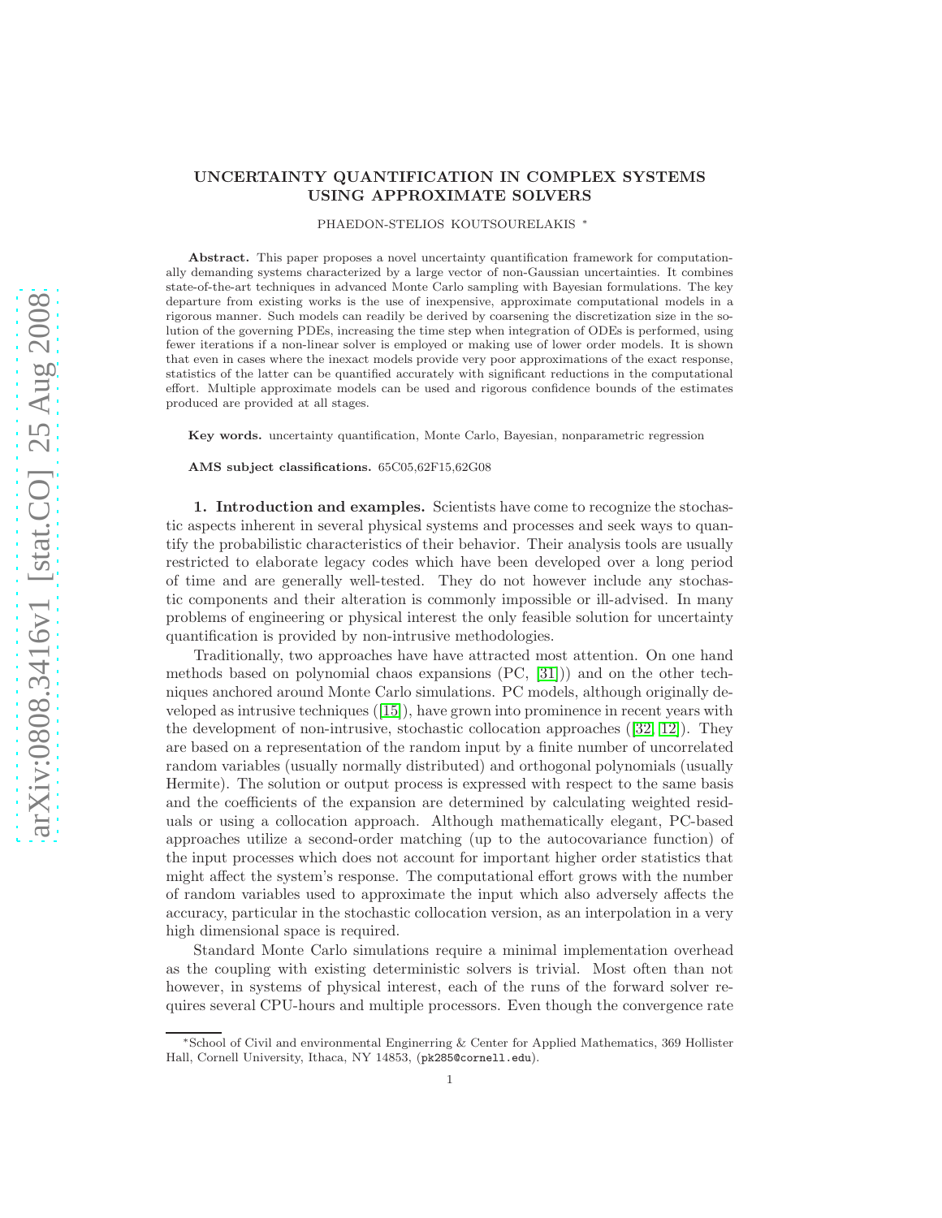# UNCERTAINTY QUANTIFICATION IN COMPLEX SYSTEMS USING APPROXIMATE SOLVERS

PHAEDON-STELIOS KOUTSOURELAKIS *

**Abstract.** This paper proposes a novel uncertainty quantification framework for computationally demanding systems characterized by a large vector of non-Gaussian uncertainties. It combines state-of-the-art techniques in advanced Monte Carlo sampling with Bayesian formulations. The key departure from existing works is the use of inexpensive, approximate computational models in a rigorous manner. Such models can readily be derived by coarsening the discretization size in the solution of the governing PDEs, increasing the time step when integration of ODEs is performed, using fewer iterations if a non-linear solver is employed or making use of lower order models. It is shown that even in cases where the inexact models provide very poor approximations of the exact response, statistics of the latter can be quantified accurately with significant reductions in the computational effort. Multiple approximate models can be used and rigorous confidence bounds of the estimates produced are provided at all stages.

**Key words.** uncertainty quantification, Monte Carlo, Bayesian, nonparametric regression

**AMS subject classifications.** 65C05,62F15,62G08

## 1. Introduction and examples.

Scientists have come to recognize the stochastic aspects inherent in several physical systems and processes and seek ways to quantify the probabilistic characteristics of their behavior. Their analysis tools are usually restricted to elaborate legacy codes which have been developed over a long period of time and are generally well-tested. They do not however include any stochastic components and their alteration is commonly impossible or ill-advised. In many problems of engineering or physical interest the only feasible solution for uncertainty quantification is provided by non-intrusive methodologies.

Traditionally, two approaches have have attracted most attention. On one hand methods based on polynomial chaos expansions (PC, [31])) and on the other techniques anchored around Monte Carlo simulations. PC models, although originally developed as intrusive techniques ([15]), have grown into prominence in recent years with the development of non-intrusive, stochastic collocation approaches ([32, 12]). They are based on a representation of the random input by a finite number of uncorrelated random variables (usually normally distributed) and orthogonal polynomials (usually Hermite). The solution or output process is expressed with respect to the same basis and the coefficients of the expansion are determined by calculating weighted residuals or using a collocation approach. Although mathematically elegant, PC-based approaches utilize a second-order matching (up to the autocovariance function) of the input processes which does not account for important higher order statistics that might affect the system's response. The computational effort grows with the number of random variables used to approximate the input which also adversely affects the accuracy, particular in the stochastic collocation version, as an interpolation in a very high dimensional space is required.

Standard Monte Carlo simulations require a minimal implementation overhead as the coupling with existing deterministic solvers is trivial. Most often than not however, in systems of physical interest, each of the runs of the forward solver requires several CPU-hours and multiple processors. Even though the convergence rate

*School of Civil and environmental Enginerring & Center for Applied Mathematics, 369 Hollister Hall, Cornell University, Ithaca, NY 14853, (pk285@cornell.edu).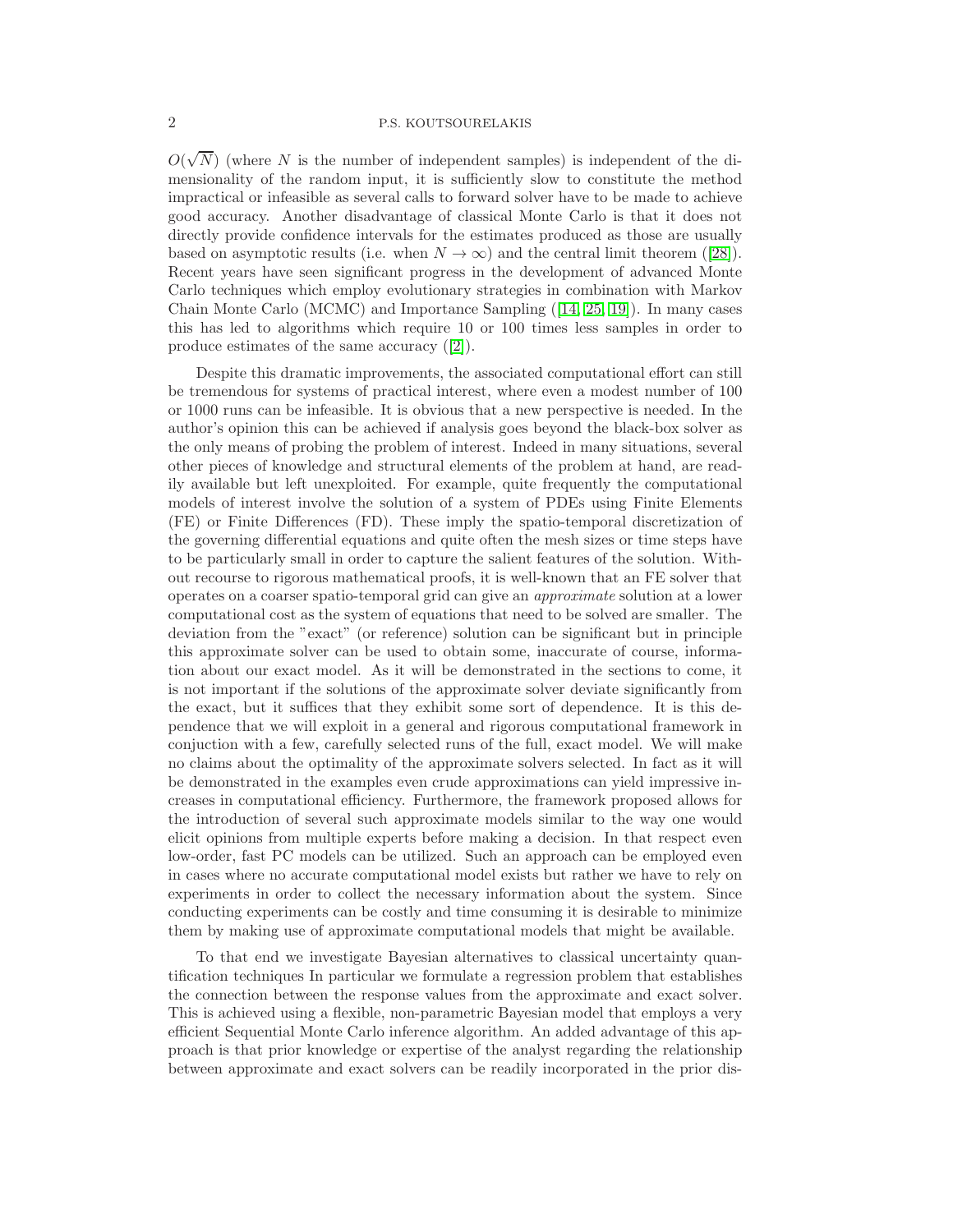$O(\sqrt{N})$ (where $N$ is the number of independent samples) is independent of the dimensionality of the random input, it is sufficiently slow to constitute the method impractical or infeasible as several calls to forward solver have to be made to achieve good accuracy. Another disadvantage of classical Monte Carlo is that it does not directly provide confidence intervals for the estimates produced as those are usually based on asymptotic results (i.e. when $N \to \infty$) and the central limit theorem ([28]). Recent years have seen significant progress in the development of advanced Monte Carlo techniques which employ evolutionary strategies in combination with Markov Chain Monte Carlo (MCMC) and Importance Sampling ([14, 25, 19]). In many cases this has led to algorithms which require 10 or 100 times less samples in order to produce estimates of the same accuracy ([2]).

Despite this dramatic improvements, the associated computational effort can still be tremendous for systems of practical interest, where even a modest number of 100 or 1000 runs can be infeasible. It is obvious that a new perspective is needed. In the author's opinion this can be achieved if analysis goes beyond the black-box solver as the only means of probing the problem of interest. Indeed in many situations, several other pieces of knowledge and structural elements of the problem at hand, are readily available but left unexploited. For example, quite frequently the computational models of interest involve the solution of a system of PDEs using Finite Elements (FE) or Finite Differences (FD). These imply the spatio-temporal discretization of the governing differential equations and quite often the mesh sizes or time steps have to be particularly small in order to capture the salient features of the solution. Without recourse to rigorous mathematical proofs, it is well-known that an FE solver that operates on a coarser spatio-temporal grid can give an *approximate* solution at a lower computational cost as the system of equations that need to be solved are smaller. The deviation from the "exact" (or reference) solution can be significant but in principle this approximate solver can be used to obtain some, inaccurate of course, information about our exact model. As it will be demonstrated in the sections to come, it is not important if the solutions of the approximate solver deviate significantly from the exact, but it suffices that they exhibit some sort of dependence. It is this dependence that we will exploit in a general and rigorous computational framework in conjuction with a few, carefully selected runs of the full, exact model. We will make no claims about the optimality of the approximate solvers selected. In fact as it will be demonstrated in the examples even crude approximations can yield impressive increases in computational efficiency. Furthermore, the framework proposed allows for the introduction of several such approximate models similar to the way one would elicit opinions from multiple experts before making a decision. In that respect even low-order, fast PC models can be utilized. Such an approach can be employed even in cases where no accurate computational model exists but rather we have to rely on experiments in order to collect the necessary information about the system. Since conducting experiments can be costly and time consuming it is desirable to minimize them by making use of approximate computational models that might be available.

To that end we investigate Bayesian alternatives to classical uncertainty quantification techniques In particular we formulate a regression problem that establishes the connection between the response values from the approximate and exact solver. This is achieved using a flexible, non-parametric Bayesian model that employs a very efficient Sequential Monte Carlo inference algorithm. An added advantage of this approach is that prior knowledge or expertise of the analyst regarding the relationship between approximate and exact solvers can be readily incorporated in the prior dis-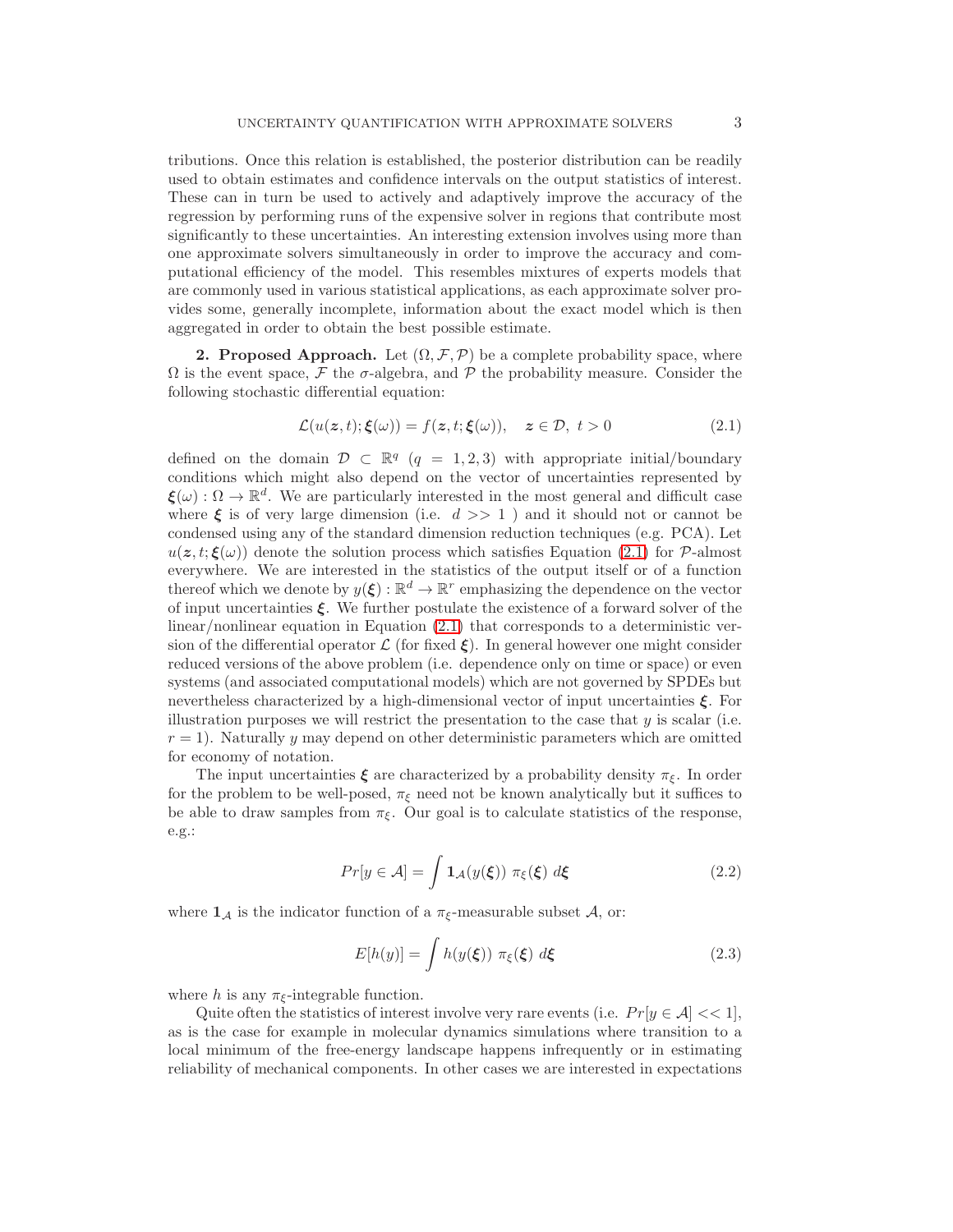tributions. Once this relation is established, the posterior distribution can be readily used to obtain estimates and confidence intervals on the output statistics of interest. These can in turn be used to actively and adaptively improve the accuracy of the regression by performing runs of the expensive solver in regions that contribute most significantly to these uncertainties. An interesting extension involves using more than one approximate solvers simultaneously in order to improve the accuracy and computational efficiency of the model. This resembles mixtures of experts models that are commonly used in various statistical applications, as each approximate solver provides some, generally incomplete, information about the exact model which is then aggregated in order to obtain the best possible estimate.

**2. Proposed Approach.** Let $(\Omega, \mathcal{F}, \mathcal{P})$ be a complete probability space, where $\Omega$ is the event space, $\mathcal{F}$ the $\sigma$-algebra, and $\mathcal{P}$ the probability measure. Consider the following stochastic differential equation:

$$\mathcal{L}(u(\boldsymbol{z}, t); \boldsymbol{\xi}(\omega)) = f(\boldsymbol{z}, t; \boldsymbol{\xi}(\omega)), \quad \boldsymbol{z} \in \mathcal{D}, \ t > 0 \tag{2.1}$$

defined on the domain $\mathcal{D} \subset \mathbb{R}^q$ $(q = 1, 2, 3)$ with appropriate initial/boundary conditions which might also depend on the vector of uncertainties represented by $\boldsymbol{\xi}(\omega) : \Omega \to \mathbb{R}^d$. We are particularly interested in the most general and difficult case where $\boldsymbol{\xi}$ is of very large dimension (i.e. $d >> 1$ ) and it should not or cannot be condensed using any of the standard dimension reduction techniques (e.g. PCA). Let $u(\boldsymbol{z}, t; \boldsymbol{\xi}(\omega))$ denote the solution process which satisfies Equation (2.1) for $\mathcal{P}$-almost everywhere. We are interested in the statistics of the output itself or of a function thereof which we denote by $y(\boldsymbol{\xi}) : \mathbb{R}^d \to \mathbb{R}^r$ emphasizing the dependence on the vector of input uncertainties $\boldsymbol{\xi}$. We further postulate the existence of a forward solver of the linear/nonlinear equation in Equation (2.1) that corresponds to a deterministic version of the differential operator $\mathcal{L}$ (for fixed $\boldsymbol{\xi}$). In general however one might consider reduced versions of the above problem (i.e. dependence only on time or space) or even systems (and associated computational models) which are not governed by SPDEs but nevertheless characterized by a high-dimensional vector of input uncertainties $\boldsymbol{\xi}$. For illustration purposes we will restrict the presentation to the case that $y$ is scalar (i.e. $r = 1$). Naturally $y$ may depend on other deterministic parameters which are omitted for economy of notation.

The input uncertainties $\boldsymbol{\xi}$ are characterized by a probability density $\pi_\xi$. In order for the problem to be well-posed, $\pi_\xi$ need not be known analytically but it suffices to be able to draw samples from $\pi_\xi$. Our goal is to calculate statistics of the response, e.g.:

$$Pr[y \in \mathcal{A}] = \int \mathbf{1}_{\mathcal{A}}(y(\boldsymbol{\xi})) \ \pi_\xi(\boldsymbol{\xi}) \ d\boldsymbol{\xi} \tag{2.2}$$

where $\mathbf{1}_{\mathcal{A}}$ is the indicator function of a $\pi_\xi$-measurable subset $\mathcal{A}$, or:

$$E[h(y)] = \int h(y(\boldsymbol{\xi})) \ \pi_\xi(\boldsymbol{\xi}) \ d\boldsymbol{\xi} \tag{2.3}$$

where $h$ is any $\pi_\xi$-integrable function.

Quite often the statistics of interest involve very rare events (i.e. $Pr[y \in \mathcal{A}] << 1$], as is the case for example in molecular dynamics simulations where transition to a local minimum of the free-energy landscape happens infrequently or in estimating reliability of mechanical components. In other cases we are interested in expectations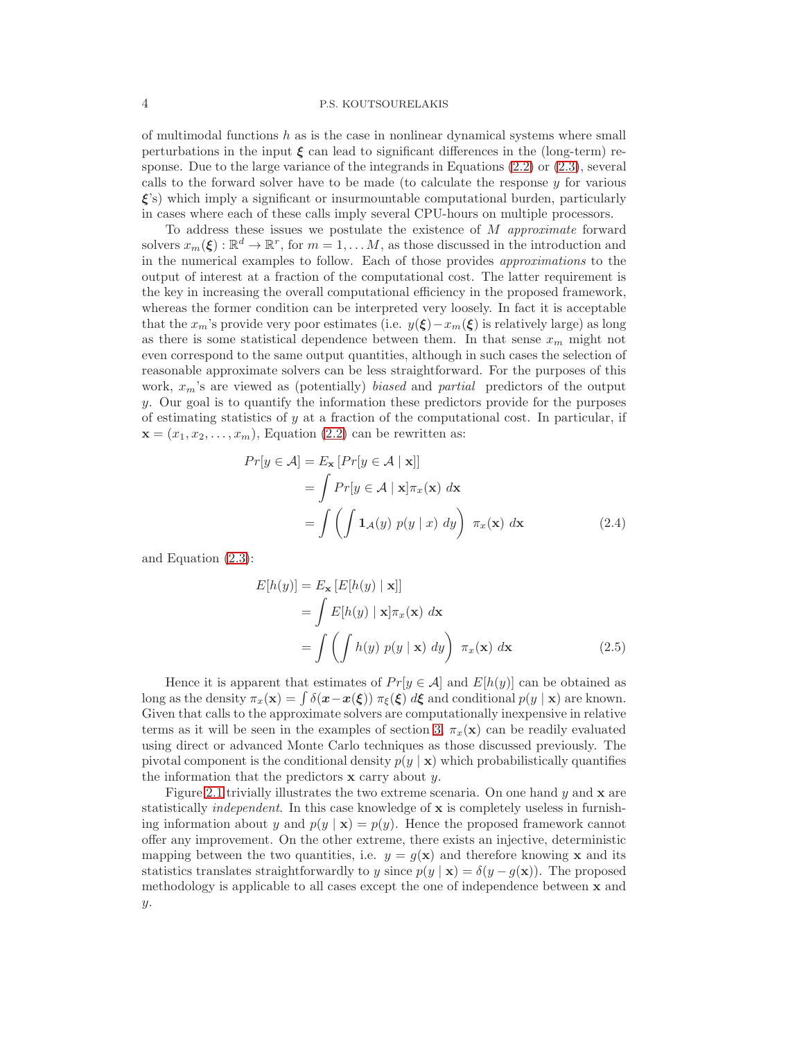of multimodal functions $h$ as is the case in nonlinear dynamical systems where small perturbations in the input $\boldsymbol{\xi}$ can lead to significant differences in the (long-term) response. Due to the large variance of the integrands in Equations (2.2) or (2.3), several calls to the forward solver have to be made (to calculate the response $y$ for various $\boldsymbol{\xi}$'s) which imply a significant or insurmountable computational burden, particularly in cases where each of these calls imply several CPU-hours on multiple processors.

To address these issues we postulate the existence of $M$ *approximate* forward solvers $x_m(\boldsymbol{\xi}) : \mathbb{R}^d \to \mathbb{R}^r$, for $m = 1, \ldots M$, as those discussed in the introduction and in the numerical examples to follow. Each of those provides *approximations* to the output of interest at a fraction of the computational cost. The latter requirement is the key in increasing the overall computational efficiency in the proposed framework, whereas the former condition can be interpreted very loosely. In fact it is acceptable that the $x_m$'s provide very poor estimates (i.e. $y(\boldsymbol{\xi}) - x_m(\boldsymbol{\xi})$ is relatively large) as long as there is some statistical dependence between them. In that sense $x_m$ might not even correspond to the same output quantities, although in such cases the selection of reasonable approximate solvers can be less straightforward. For the purposes of this work, $x_m$'s are viewed as (potentially) *biased* and *partial* predictors of the output $y$. Our goal is to quantify the information these predictors provide for the purposes of estimating statistics of $y$ at a fraction of the computational cost. In particular, if $\mathbf{x} = (x_1, x_2, \ldots, x_m)$, Equation (2.2) can be rewritten as:

$$
\begin{aligned}
Pr[y \in \mathcal{A}] &= E_{\mathbf{x}}\left[Pr[y \in \mathcal{A} \mid \mathbf{x}]\right] \\
&= \int Pr[y \in \mathcal{A} \mid \mathbf{x}] \pi_x(\mathbf{x}) \; d\mathbf{x} \\
&= \int \left( \int \mathbf{1}_{\mathcal{A}}(y) \; p(y \mid x) \; dy \right) \; \pi_x(\mathbf{x}) \; d\mathbf{x}
\end{aligned}
\tag{2.4}
$$

and Equation (2.3):

$$
\begin{aligned}
E[h(y)] &= E_{\mathbf{x}}\left[E[h(y) \mid \mathbf{x}]\right] \\
&= \int E[h(y) \mid \mathbf{x}] \pi_x(\mathbf{x}) \; d\mathbf{x} \\
&= \int \left( \int h(y) \; p(y \mid \mathbf{x}) \; dy \right) \; \pi_x(\mathbf{x}) \; d\mathbf{x}
\end{aligned}
\tag{2.5}
$$

Hence it is apparent that estimates of $Pr[y \in \mathcal{A}]$ and $E[h(y)]$ can be obtained as long as the density $\pi_x(\mathbf{x}) = \int \delta(\boldsymbol{x} - \boldsymbol{x}(\boldsymbol{\xi})) \; \pi_\xi(\boldsymbol{\xi}) \; d\boldsymbol{\xi}$ and conditional $p(y \mid \mathbf{x})$ are known. Given that calls to the approximate solvers are computationally inexpensive in relative terms as it will be seen in the examples of section 3, $\pi_x(\mathbf{x})$ can be readily evaluated using direct or advanced Monte Carlo techniques as those discussed previously. The pivotal component is the conditional density $p(y \mid \mathbf{x})$ which probabilistically quantifies the information that the predictors $\mathbf{x}$ carry about $y$.

Figure 2.1 trivially illustrates the two extreme scenaria. On one hand $y$ and $\mathbf{x}$ are statistically *independent*. In this case knowledge of $\mathbf{x}$ is completely useless in furnishing information about $y$ and $p(y \mid \mathbf{x}) = p(y)$. Hence the proposed framework cannot offer any improvement. On the other extreme, there exists an injective, deterministic mapping between the two quantities, i.e. $y = g(\mathbf{x})$ and therefore knowing $\mathbf{x}$ and its statistics translates straightforwardly to $y$ since $p(y \mid \mathbf{x}) = \delta(y - g(\mathbf{x}))$. The proposed methodology is applicable to all cases except the one of independence between $\mathbf{x}$ and $y$.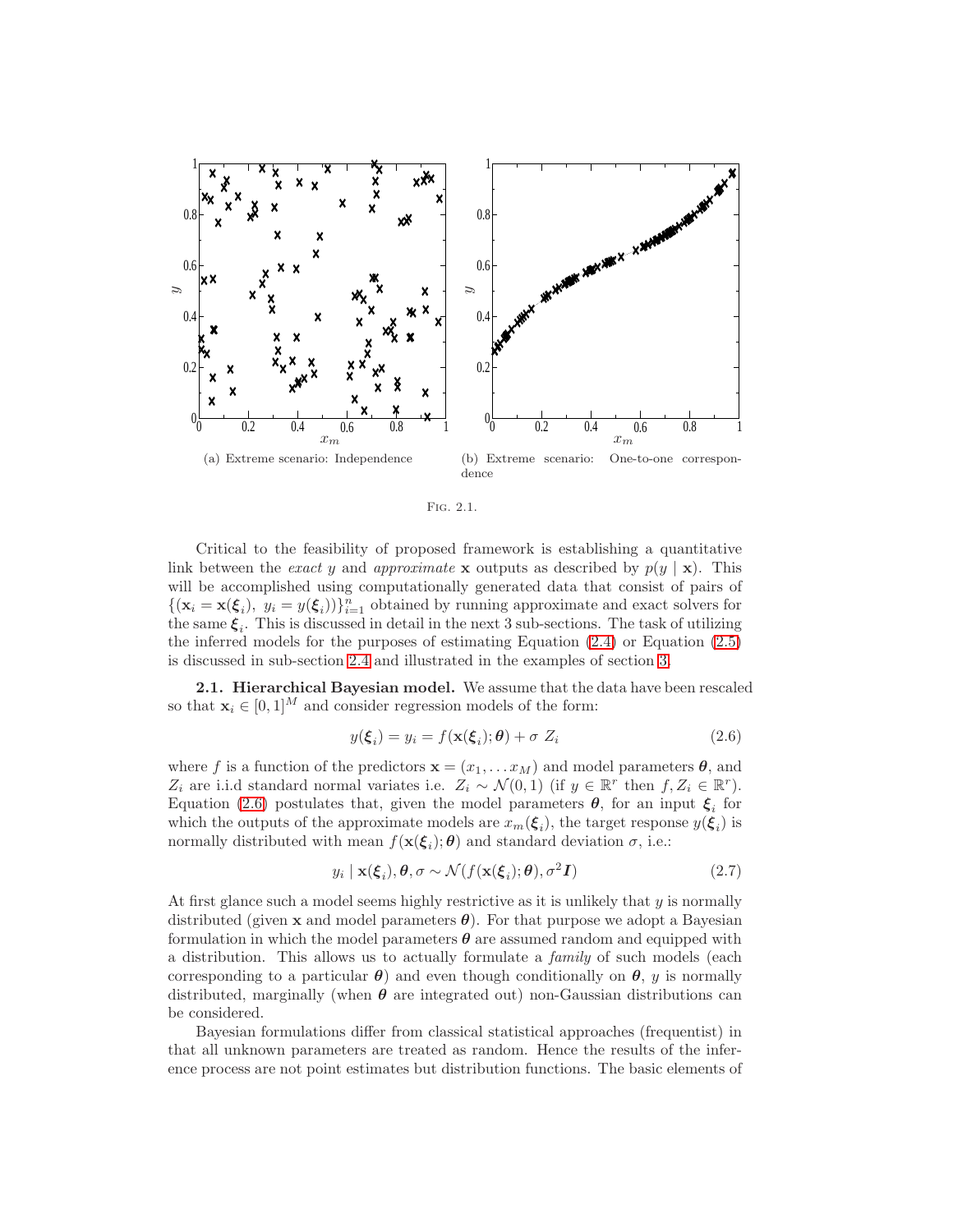(a) Extreme scenario: Independence

(b) Extreme scenario: One-to-one correspondence

Fig. 2.1.

Critical to the feasibility of proposed framework is establishing a quantitative link between the *exact* $y$ and *approximate* $\mathbf{x}$ outputs as described by $p(y \mid \mathbf{x})$. This will be accomplished using computationally generated data that consist of pairs of $\{(\mathbf{x}_i = \mathbf{x}(\boldsymbol{\xi}_i),\ y_i = y(\boldsymbol{\xi}_i))\}_{i=1}^{n}$ obtained by running approximate and exact solvers for the same $\boldsymbol{\xi}_i$. This is discussed in detail in the next 3 sub-sections. The task of utilizing the inferred models for the purposes of estimating Equation (2.4) or Equation (2.5) is discussed in sub-section 2.4 and illustrated in the examples of section 3.

**2.1. Hierarchical Bayesian model.** We assume that the data have been rescaled so that $\mathbf{x}_i \in [0,1]^M$ and consider regression models of the form:

$$y(\boldsymbol{\xi}_i) = y_i = f(\mathbf{x}(\boldsymbol{\xi}_i); \boldsymbol{\theta}) + \sigma\ Z_i \tag{2.6}$$

where $f$ is a function of the predictors $\mathbf{x} = (x_1, \dots x_M)$ and model parameters $\boldsymbol{\theta}$, and $Z_i$ are i.i.d standard normal variates i.e. $Z_i \sim \mathcal{N}(0,1)$ (if $y \in \mathbb{R}^r$ then $f, Z_i \in \mathbb{R}^r$). Equation (2.6) postulates that, given the model parameters $\boldsymbol{\theta}$, for an input $\boldsymbol{\xi}_i$ for which the outputs of the approximate models are $x_m(\boldsymbol{\xi}_i)$, the target response $y(\boldsymbol{\xi}_i)$ is normally distributed with mean $f(\mathbf{x}(\boldsymbol{\xi}_i); \boldsymbol{\theta})$ and standard deviation $\sigma$, i.e.:

$$y_i \mid \mathbf{x}(\boldsymbol{\xi}_i), \boldsymbol{\theta}, \sigma \sim \mathcal{N}(f(\mathbf{x}(\boldsymbol{\xi}_i); \boldsymbol{\theta}), \sigma^2 \boldsymbol{I}) \tag{2.7}$$

At first glance such a model seems highly restrictive as it is unlikely that $y$ is normally distributed (given $\mathbf{x}$ and model parameters $\boldsymbol{\theta}$). For that purpose we adopt a Bayesian formulation in which the model parameters $\boldsymbol{\theta}$ are assumed random and equipped with a distribution. This allows us to actually formulate a *family* of such models (each corresponding to a particular $\boldsymbol{\theta}$) and even though conditionally on $\boldsymbol{\theta}$, $y$ is normally distributed, marginally (when $\boldsymbol{\theta}$ are integrated out) non-Gaussian distributions can be considered.

Bayesian formulations differ from classical statistical approaches (frequentist) in that all unknown parameters are treated as random. Hence the results of the inference process are not point estimates but distribution functions. The basic elements of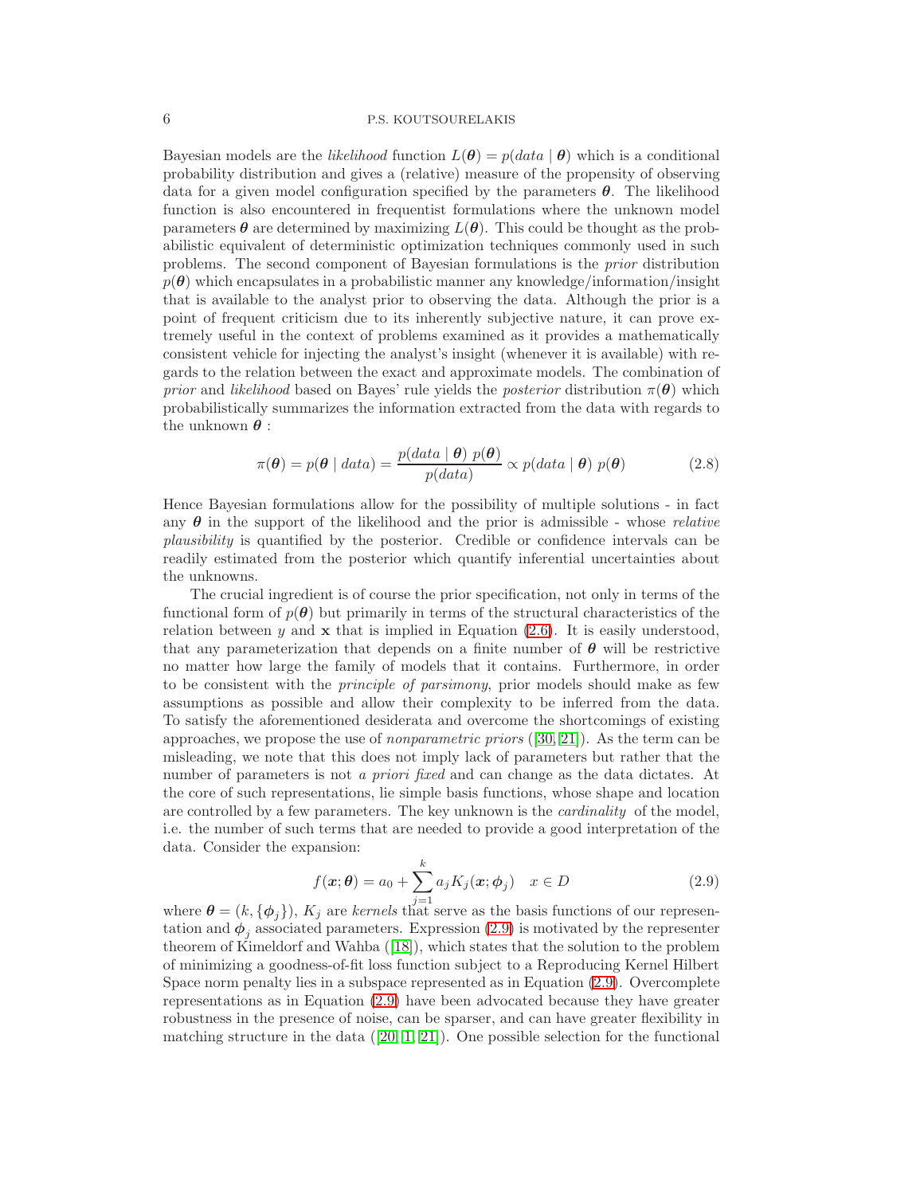Bayesian models are the *likelihood* function $L(\boldsymbol{\theta}) = p(data \mid \boldsymbol{\theta})$ which is a conditional probability distribution and gives a (relative) measure of the propensity of observing data for a given model configuration specified by the parameters $\boldsymbol{\theta}$. The likelihood function is also encountered in frequentist formulations where the unknown model parameters $\boldsymbol{\theta}$ are determined by maximizing $L(\boldsymbol{\theta})$. This could be thought as the probabilistic equivalent of deterministic optimization techniques commonly used in such problems. The second component of Bayesian formulations is the *prior* distribution $p(\boldsymbol{\theta})$ which encapsulates in a probabilistic manner any knowledge/information/insight that is available to the analyst prior to observing the data. Although the prior is a point of frequent criticism due to its inherently subjective nature, it can prove extremely useful in the context of problems examined as it provides a mathematically consistent vehicle for injecting the analyst's insight (whenever it is available) with regards to the relation between the exact and approximate models. The combination of *prior* and *likelihood* based on Bayes' rule yields the *posterior* distribution $\pi(\boldsymbol{\theta})$ which probabilistically summarizes the information extracted from the data with regards to the unknown $\boldsymbol{\theta}$ :

$$\pi(\boldsymbol{\theta}) = p(\boldsymbol{\theta} \mid data) = \frac{p(data \mid \boldsymbol{\theta})\ p(\boldsymbol{\theta})}{p(data)} \propto p(data \mid \boldsymbol{\theta})\ p(\boldsymbol{\theta}) \tag{2.8}$$

Hence Bayesian formulations allow for the possibility of multiple solutions - in fact any $\boldsymbol{\theta}$ in the support of the likelihood and the prior is admissible - whose *relative plausibility* is quantified by the posterior. Credible or confidence intervals can be readily estimated from the posterior which quantify inferential uncertainties about the unknowns.

The crucial ingredient is of course the prior specification, not only in terms of the functional form of $p(\boldsymbol{\theta})$ but primarily in terms of the structural characteristics of the relation between $y$ and $\mathbf{x}$ that is implied in Equation (2.6). It is easily understood, that any parameterization that depends on a finite number of $\boldsymbol{\theta}$ will be restrictive no matter how large the family of models that it contains. Furthermore, in order to be consistent with the *principle of parsimony*, prior models should make as few assumptions as possible and allow their complexity to be inferred from the data. To satisfy the aforementioned desiderata and overcome the shortcomings of existing approaches, we propose the use of *nonparametric priors* ([30, 21]). As the term can be misleading, we note that this does not imply lack of parameters but rather that the number of parameters is not *a priori fixed* and can change as the data dictates. At the core of such representations, lie simple basis functions, whose shape and location are controlled by a few parameters. The key unknown is the *cardinality* of the model, i.e. the number of such terms that are needed to provide a good interpretation of the data. Consider the expansion:

$$f(\boldsymbol{x}; \boldsymbol{\theta}) = a_0 + \sum_{j=1}^{k} a_j K_j(\boldsymbol{x}; \boldsymbol{\phi}_j) \quad x \in D \tag{2.9}$$

where $\boldsymbol{\theta} = (k, \{\boldsymbol{\phi}_j\})$, $K_j$ are *kernels* that serve as the basis functions of our representation and $\boldsymbol{\phi}_j$ associated parameters. Expression (2.9) is motivated by the representer theorem of Kimeldorf and Wahba ([18]), which states that the solution to the problem of minimizing a goodness-of-fit loss function subject to a Reproducing Kernel Hilbert Space norm penalty lies in a subspace represented as in Equation (2.9). Overcomplete representations as in Equation (2.9) have been advocated because they have greater robustness in the presence of noise, can be sparser, and can have greater flexibility in matching structure in the data ([20, 1, 21]). One possible selection for the functional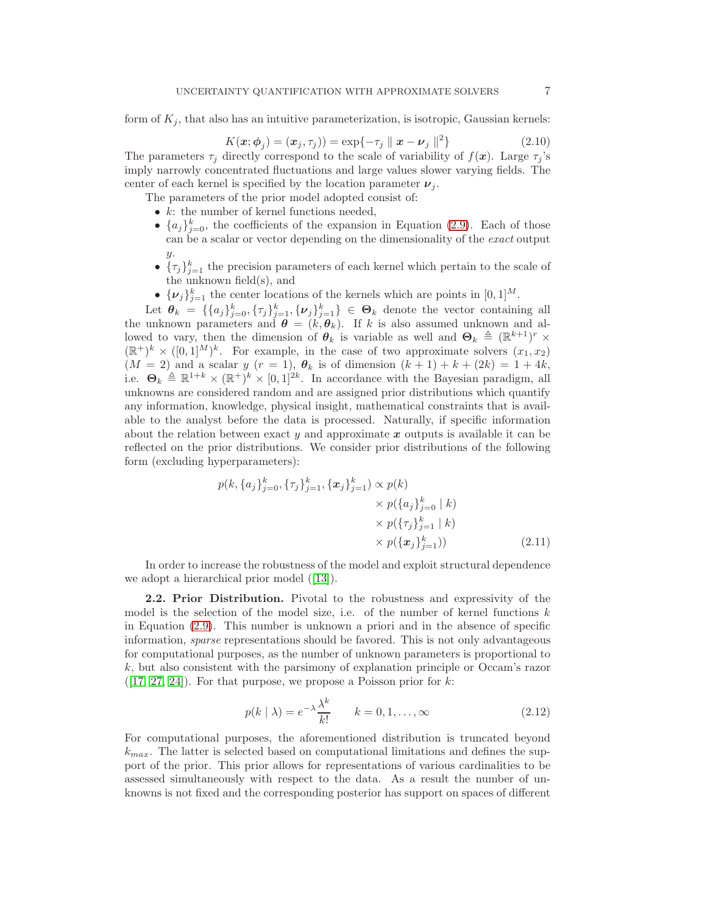form of $K_j$, that also has an intuitive parameterization, is isotropic, Gaussian kernels:

$$K(\boldsymbol{x}; \boldsymbol{\phi}_j) = (\boldsymbol{x}_j, \tau_j)) = \exp\{-\tau_j \parallel \boldsymbol{x} - \boldsymbol{\nu}_j \parallel^2\} \tag{2.10}$$

The parameters $\tau_j$ directly correspond to the scale of variability of $f(\boldsymbol{x})$. Large $\tau_j$'s imply narrowly concentrated fluctuations and large values slower varying fields. The center of each kernel is specified by the location parameter $\boldsymbol{\nu}_j$.

The parameters of the prior model adopted consist of:

- $k$: the number of kernel functions needed,
- $\{a_j\}_{j=0}^k$, the coefficients of the expansion in Equation (2.9). Each of those can be a scalar or vector depending on the dimensionality of the *exact* output $y$.
- $\{\tau_j\}_{j=1}^k$ the precision parameters of each kernel which pertain to the scale of the unknown field(s), and
- $\{\boldsymbol{\nu}_j\}_{j=1}^k$ the center locations of the kernels which are points in $[0,1]^M$.

Let $\boldsymbol{\theta}_k = \{\{a_j\}_{j=0}^k, \{\tau_j\}_{j=1}^k, \{\boldsymbol{\nu}_j\}_{j=1}^k\} \in \boldsymbol{\Theta}_k$ denote the vector containing all the unknown parameters and $\boldsymbol{\theta} = (k, \boldsymbol{\theta}_k)$. If $k$ is also assumed unknown and allowed to vary, then the dimension of $\boldsymbol{\theta}_k$ is variable as well and $\boldsymbol{\Theta}_k \triangleq (\mathbb{R}^{k+1})^r \times (\mathbb{R}^+)^k \times ([0,1]^M)^k$. For example, in the case of two approximate solvers $(x_1, x_2)$ $(M = 2)$ and a scalar $y$ $(r = 1)$, $\boldsymbol{\theta}_k$ is of dimension $(k+1) + k + (2k) = 1 + 4k$, i.e. $\boldsymbol{\Theta}_k \triangleq \mathbb{R}^{1+k} \times (\mathbb{R}^+)^k \times [0,1]^{2k}$. In accordance with the Bayesian paradigm, all unknowns are considered random and are assigned prior distributions which quantify any information, knowledge, physical insight, mathematical constraints that is available to the analyst before the data is processed. Naturally, if specific information about the relation between exact $y$ and approximate $\boldsymbol{x}$ outputs is available it can be reflected on the prior distributions. We consider prior distributions of the following form (excluding hyperparameters):

$$\begin{aligned} p(k, \{a_j\}_{j=0}^k, \{\tau_j\}_{j=1}^k, \{\boldsymbol{x}_j\}_{j=1}^k) \propto\ & p(k) \\ & \times p(\{a_j\}_{j=0}^k \mid k) \\ & \times p(\{\tau_j\}_{j=1}^k \mid k) \\ & \times p(\{\boldsymbol{x}_j\}_{j=1}^k)) \end{aligned} \tag{2.11}$$

In order to increase the robustness of the model and exploit structural dependence we adopt a hierarchical prior model ([13]).

**2.2. Prior Distribution.** Pivotal to the robustness and expressivity of the model is the selection of the model size, i.e. of the number of kernel functions $k$ in Equation (2.9). This number is unknown a priori and in the absence of specific information, *sparse* representations should be favored. This is not only advantageous for computational purposes, as the number of unknown parameters is proportional to $k$, but also consistent with the parsimony of explanation principle or Occam's razor ([17, 27, 24]). For that purpose, we propose a Poisson prior for $k$:

$$p(k \mid \lambda) = e^{-\lambda} \frac{\lambda^k}{k!} \qquad k = 0, 1, \ldots, \infty \tag{2.12}$$

For computational purposes, the aforementioned distribution is truncated beyond $k_{max}$. The latter is selected based on computational limitations and defines the support of the prior. This prior allows for representations of various cardinalities to be assessed simultaneously with respect to the data. As a result the number of unknowns is not fixed and the corresponding posterior has support on spaces of different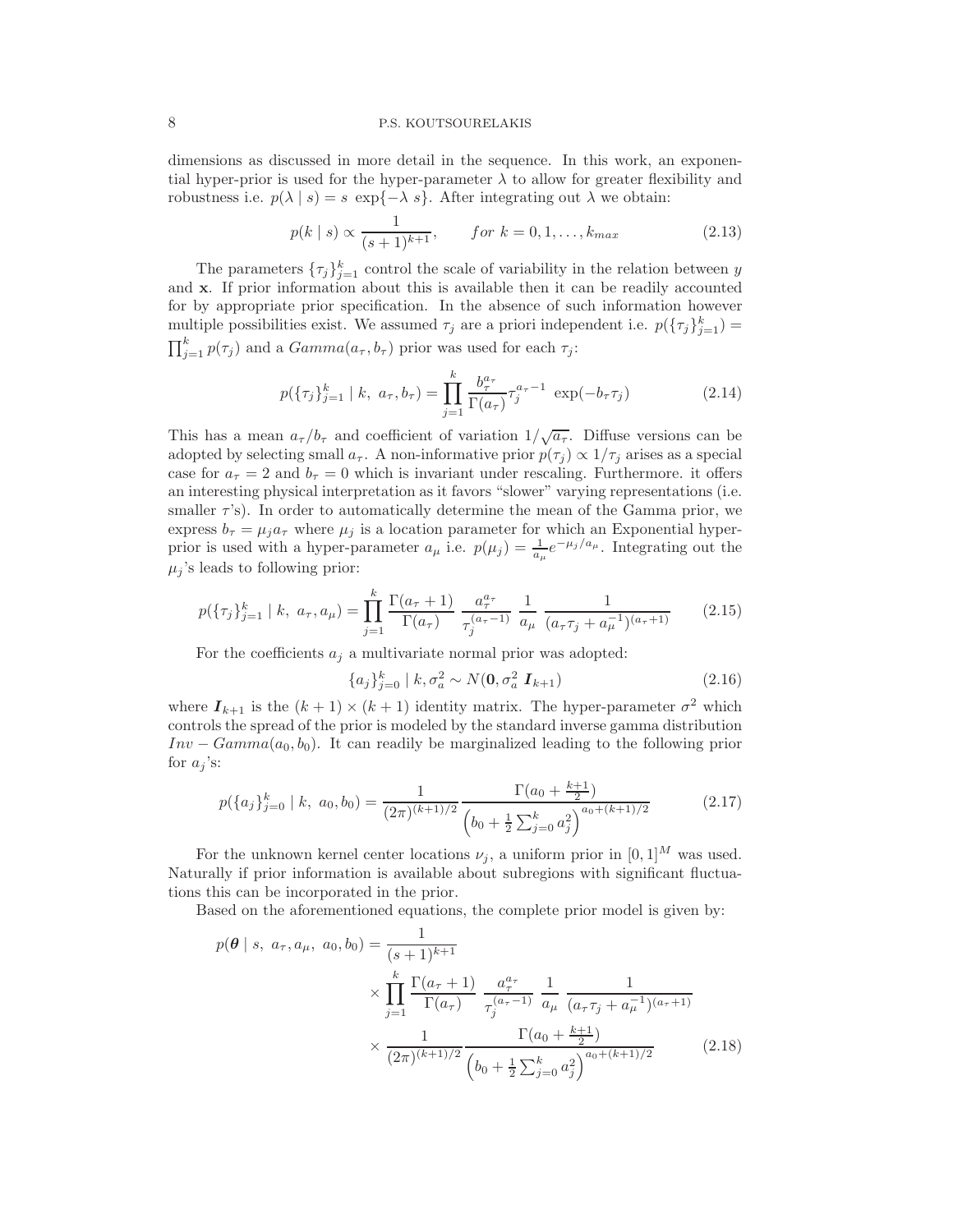dimensions as discussed in more detail in the sequence. In this work, an exponential hyper-prior is used for the hyper-parameter $\lambda$ to allow for greater flexibility and robustness i.e. $p(\lambda \mid s) = s \; \exp\{-\lambda \; s\}$. After integrating out $\lambda$ we obtain:

$$p(k \mid s) \propto \frac{1}{(s+1)^{k+1}}, \qquad for \; k = 0, 1, \ldots, k_{max} \tag{2.13}$$

The parameters $\{\tau_j\}_{j=1}^k$ control the scale of variability in the relation between $y$ and $\mathbf{x}$. If prior information about this is available then it can be readily accounted for by appropriate prior specification. In the absence of such information however multiple possibilities exist. We assumed $\tau_j$ are a priori independent i.e. $p(\{\tau_j\}_{j=1}^k) = \prod_{j=1}^k p(\tau_j)$ and a $Gamma(a_\tau, b_\tau)$ prior was used for each $\tau_j$:

$$p(\{\tau_j\}_{j=1}^k \mid k, \; a_\tau, b_\tau) = \prod_{j=1}^k \frac{b_\tau^{a_\tau}}{\Gamma(a_\tau)} \tau_j^{a_\tau - 1} \; \exp(-b_\tau \tau_j) \tag{2.14}$$

This has a mean $a_\tau / b_\tau$ and coefficient of variation $1/\sqrt{a_\tau}$. Diffuse versions can be adopted by selecting small $a_\tau$. A non-informative prior $p(\tau_j) \propto 1/\tau_j$ arises as a special case for $a_\tau = 2$ and $b_\tau = 0$ which is invariant under rescaling. Furthermore. it offers an interesting physical interpretation as it favors "slower" varying representations (i.e. smaller $\tau$'s). In order to automatically determine the mean of the Gamma prior, we express $b_\tau = \mu_j a_\tau$ where $\mu_j$ is a location parameter for which an Exponential hyper-prior is used with a hyper-parameter $a_\mu$ i.e. $p(\mu_j) = \frac{1}{a_\mu} e^{-\mu_j / a_\mu}$. Integrating out the $\mu_j$'s leads to following prior:

$$p(\{\tau_j\}_{j=1}^k \mid k, \; a_\tau, a_\mu) = \prod_{j=1}^k \frac{\Gamma(a_\tau + 1)}{\Gamma(a_\tau)} \; \frac{a_\tau^{a_\tau}}{\tau_j^{(a_\tau - 1)}} \; \frac{1}{a_\mu} \; \frac{1}{(a_\tau \tau_j + a_\mu^{-1})^{(a_\tau + 1)}} \tag{2.15}$$

For the coefficients $a_j$ a multivariate normal prior was adopted:

$$\{a_j\}_{j=0}^k \mid k, \sigma_a^2 \sim N(\mathbf{0}, \sigma_a^2 \; \boldsymbol{I}_{k+1}) \tag{2.16}$$

where $\boldsymbol{I}_{k+1}$ is the $(k+1) \times (k+1)$ identity matrix. The hyper-parameter $\sigma^2$ which controls the spread of the prior is modeled by the standard inverse gamma distribution $Inv - Gamma(a_0, b_0)$. It can readily be marginalized leading to the following prior for $a_j$'s:

$$p(\{a_j\}_{j=0}^k \mid k, \; a_0, b_0) = \frac{1}{(2\pi)^{(k+1)/2}} \frac{\Gamma(a_0 + \frac{k+1}{2})}{\left(b_0 + \frac{1}{2}\sum_{j=0}^k a_j^2\right)^{a_0 + (k+1)/2}} \tag{2.17}$$

For the unknown kernel center locations $\nu_j$, a uniform prior in $[0,1]^M$ was used. Naturally if prior information is available about subregions with significant fluctuations this can be incorporated in the prior.

Based on the aforementioned equations, the complete prior model is given by:

$$\begin{aligned} p(\boldsymbol{\theta} \mid s, \; a_\tau, a_\mu, \; a_0, b_0) = & \frac{1}{(s+1)^{k+1}} \\ & \times \prod_{j=1}^k \frac{\Gamma(a_\tau + 1)}{\Gamma(a_\tau)} \; \frac{a_\tau^{a_\tau}}{\tau_j^{(a_\tau - 1)}} \; \frac{1}{a_\mu} \; \frac{1}{(a_\tau \tau_j + a_\mu^{-1})^{(a_\tau + 1)}} \\ & \times \frac{1}{(2\pi)^{(k+1)/2}} \frac{\Gamma(a_0 + \frac{k+1}{2})}{\left(b_0 + \frac{1}{2}\sum_{j=0}^k a_j^2\right)^{a_0 + (k+1)/2}} \end{aligned} \tag{2.18}$$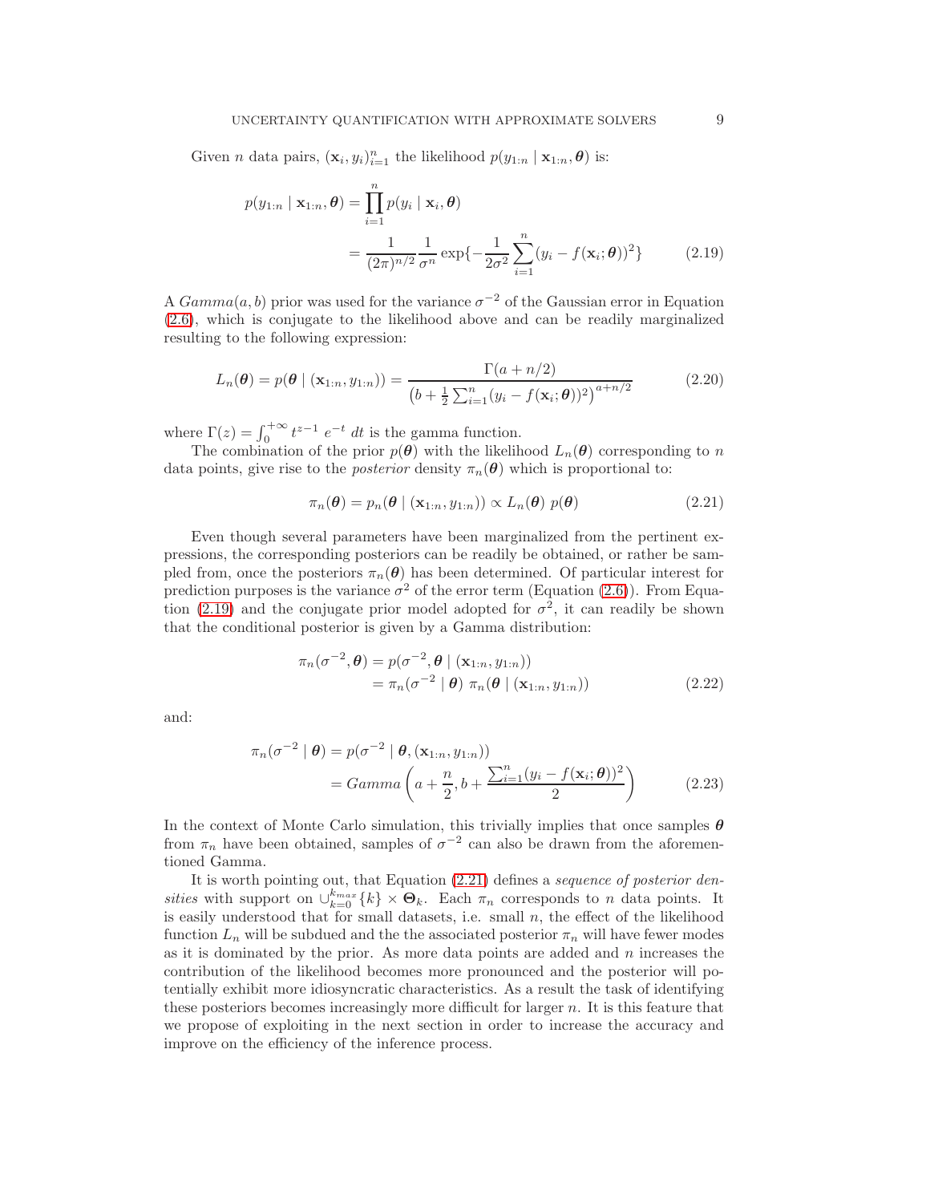Given $n$ data pairs, $(\mathbf{x}_i, y_i)_{i=1}^n$ the likelihood $p(y_{1:n} \mid \mathbf{x}_{1:n}, \boldsymbol{\theta})$ is:

$$
\begin{aligned}
p(y_{1:n} \mid \mathbf{x}_{1:n}, \boldsymbol{\theta}) &= \prod_{i=1}^{n} p(y_i \mid \mathbf{x}_i, \boldsymbol{\theta}) \\
&= \frac{1}{(2\pi)^{n/2}} \frac{1}{\sigma^n} \exp\{-\frac{1}{2\sigma^2} \sum_{i=1}^{n} (y_i - f(\mathbf{x}_i; \boldsymbol{\theta}))^2\}
\end{aligned}
\tag{2.19}
$$

A $Gamma(a, b)$ prior was used for the variance $\sigma^{-2}$ of the Gaussian error in Equation (2.6), which is conjugate to the likelihood above and can be readily marginalized resulting to the following expression:

$$
L_n(\boldsymbol{\theta}) = p(\boldsymbol{\theta} \mid (\mathbf{x}_{1:n}, y_{1:n})) = \frac{\Gamma(a + n/2)}{\left(b + \frac{1}{2} \sum_{i=1}^{n} (y_i - f(\mathbf{x}_i; \boldsymbol{\theta}))^2\right)^{a+n/2}} \tag{2.20}
$$

where $\Gamma(z) = \int_0^{+\infty} t^{z-1}\, e^{-t}\, dt$ is the gamma function.

The combination of the prior $p(\boldsymbol{\theta})$ with the likelihood $L_n(\boldsymbol{\theta})$ corresponding to $n$ data points, give rise to the *posterior* density $\pi_n(\boldsymbol{\theta})$ which is proportional to:

$$
\pi_n(\boldsymbol{\theta}) = p_n(\boldsymbol{\theta} \mid (\mathbf{x}_{1:n}, y_{1:n})) \propto L_n(\boldsymbol{\theta})\ p(\boldsymbol{\theta}) \tag{2.21}
$$

Even though several parameters have been marginalized from the pertinent expressions, the corresponding posteriors can be readily be obtained, or rather be sampled from, once the posteriors $\pi_n(\boldsymbol{\theta})$ has been determined. Of particular interest for prediction purposes is the variance $\sigma^2$ of the error term (Equation (2.6)). From Equation (2.19) and the conjugate prior model adopted for $\sigma^2$, it can readily be shown that the conditional posterior is given by a Gamma distribution:

$$
\begin{aligned}
\pi_n(\sigma^{-2}, \boldsymbol{\theta}) &= p(\sigma^{-2}, \boldsymbol{\theta} \mid (\mathbf{x}_{1:n}, y_{1:n})) \\
&= \pi_n(\sigma^{-2} \mid \boldsymbol{\theta})\ \pi_n(\boldsymbol{\theta} \mid (\mathbf{x}_{1:n}, y_{1:n}))
\end{aligned}
\tag{2.22}
$$

and:

$$
\begin{aligned}
\pi_n(\sigma^{-2} \mid \boldsymbol{\theta}) &= p(\sigma^{-2} \mid \boldsymbol{\theta}, (\mathbf{x}_{1:n}, y_{1:n})) \\
&= Gamma\left(a + \frac{n}{2}, b + \frac{\sum_{i=1}^{n} (y_i - f(\mathbf{x}_i; \boldsymbol{\theta}))^2}{2}\right)
\end{aligned}
\tag{2.23}
$$

In the context of Monte Carlo simulation, this trivially implies that once samples $\boldsymbol{\theta}$ from $\pi_n$ have been obtained, samples of $\sigma^{-2}$ can also be drawn from the aforementioned Gamma.

It is worth pointing out, that Equation (2.21) defines a *sequence of posterior densities* with support on $\cup_{k=0}^{k_{max}} \{k\} \times \boldsymbol{\Theta}_k$. Each $\pi_n$ corresponds to $n$ data points. It is easily understood that for small datasets, i.e. small $n$, the effect of the likelihood function $L_n$ will be subdued and the the associated posterior $\pi_n$ will have fewer modes as it is dominated by the prior. As more data points are added and $n$ increases the contribution of the likelihood becomes more pronounced and the posterior will potentially exhibit more idiosyncratic characteristics. As a result the task of identifying these posteriors becomes increasingly more difficult for larger $n$. It is this feature that we propose of exploiting in the next section in order to increase the accuracy and improve on the efficiency of the inference process.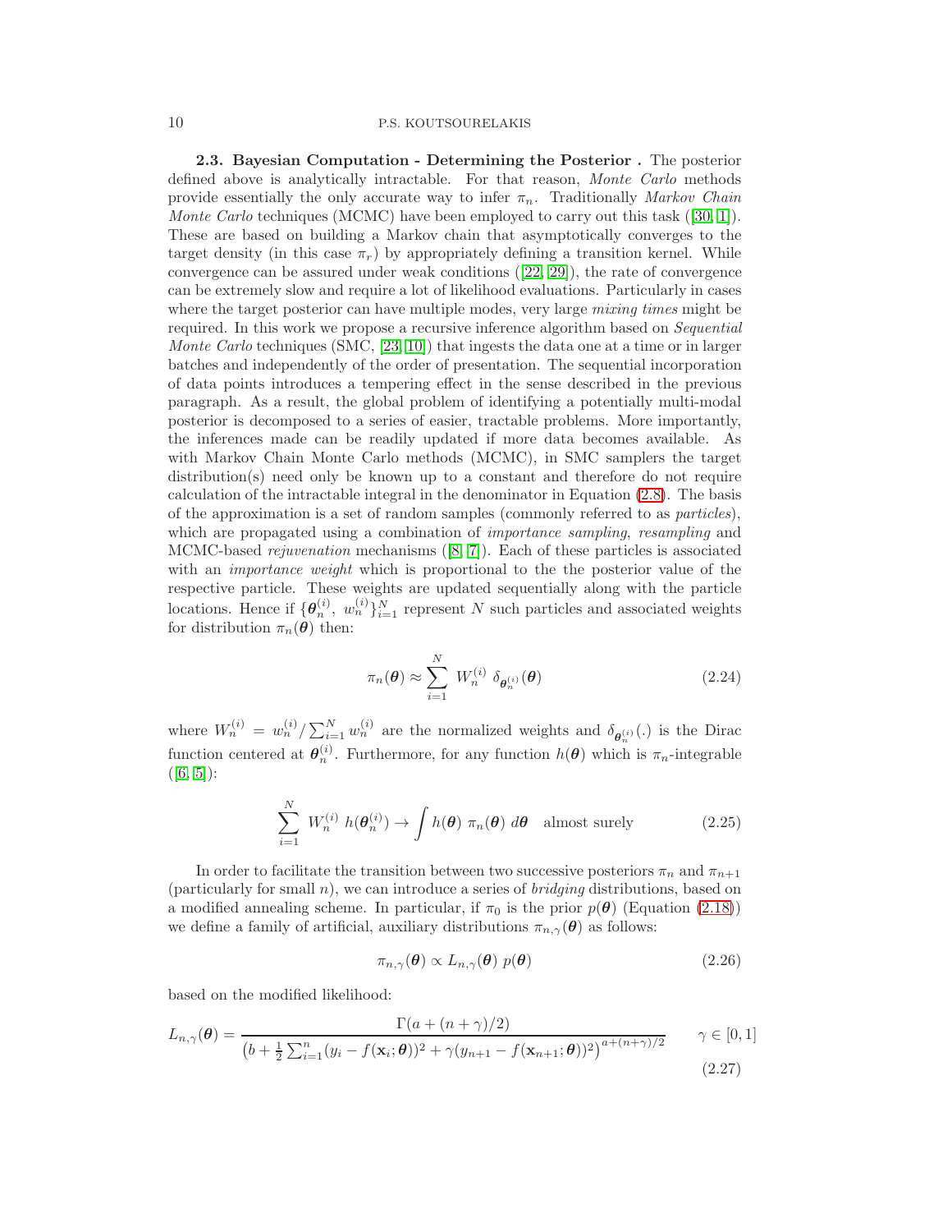**2.3. Bayesian Computation - Determining the Posterior .** The posterior defined above is analytically intractable. For that reason, *Monte Carlo* methods provide essentially the only accurate way to infer $\pi_n$. Traditionally *Markov Chain Monte Carlo* techniques (MCMC) have been employed to carry out this task ([30, 1]). These are based on building a Markov chain that asymptotically converges to the target density (in this case $\pi_r$) by appropriately defining a transition kernel. While convergence can be assured under weak conditions ([22, 29]), the rate of convergence can be extremely slow and require a lot of likelihood evaluations. Particularly in cases where the target posterior can have multiple modes, very large *mixing times* might be required. In this work we propose a recursive inference algorithm based on *Sequential Monte Carlo* techniques (SMC, [23, 10]) that ingests the data one at a time or in larger batches and independently of the order of presentation. The sequential incorporation of data points introduces a tempering effect in the sense described in the previous paragraph. As a result, the global problem of identifying a potentially multi-modal posterior is decomposed to a series of easier, tractable problems. More importantly, the inferences made can be readily updated if more data becomes available. As with Markov Chain Monte Carlo methods (MCMC), in SMC samplers the target distribution(s) need only be known up to a constant and therefore do not require calculation of the intractable integral in the denominator in Equation (2.8). The basis of the approximation is a set of random samples (commonly referred to as *particles*), which are propagated using a combination of *importance sampling*, *resampling* and MCMC-based *rejuvenation* mechanisms ([8, 7]). Each of these particles is associated with an *importance weight* which is proportional to the the posterior value of the respective particle. These weights are updated sequentially along with the particle locations. Hence if $\{\boldsymbol{\theta}_n^{(i)},\ w_n^{(i)}\}_{i=1}^N$ represent $N$ such particles and associated weights for distribution $\pi_n(\boldsymbol{\theta})$ then:

$$\pi_n(\boldsymbol{\theta}) \approx \sum_{i=1}^{N} W_n^{(i)}\ \delta_{\boldsymbol{\theta}_n^{(i)}}(\boldsymbol{\theta}) \tag{2.24}$$

where $W_n^{(i)} = w_n^{(i)} / \sum_{i=1}^N w_n^{(i)}$ are the normalized weights and $\delta_{\boldsymbol{\theta}_n^{(i)}}(.)$ is the Dirac function centered at $\boldsymbol{\theta}_n^{(i)}$. Furthermore, for any function $h(\boldsymbol{\theta})$ which is $\pi_n$-integrable ([6, 5]):

$$\sum_{i=1}^{N} W_n^{(i)}\ h(\boldsymbol{\theta}_n^{(i)}) \rightarrow \int h(\boldsymbol{\theta})\ \pi_n(\boldsymbol{\theta})\ d\boldsymbol{\theta} \quad \text{almost surely} \tag{2.25}$$

In order to facilitate the transition between two successive posteriors $\pi_n$ and $\pi_{n+1}$ (particularly for small $n$), we can introduce a series of *bridging* distributions, based on a modified annealing scheme. In particular, if $\pi_0$ is the prior $p(\boldsymbol{\theta})$ (Equation (2.18)) we define a family of artificial, auxiliary distributions $\pi_{n,\gamma}(\boldsymbol{\theta})$ as follows:

$$\pi_{n,\gamma}(\boldsymbol{\theta}) \propto L_{n,\gamma}(\boldsymbol{\theta})\ p(\boldsymbol{\theta}) \tag{2.26}$$

based on the modified likelihood:

$$L_{n,\gamma}(\boldsymbol{\theta}) = \frac{\Gamma(a + (n+\gamma)/2)}{\left(b + \frac{1}{2}\sum_{i=1}^n (y_i - f(\mathbf{x}_i; \boldsymbol{\theta}))^2 + \gamma (y_{n+1} - f(\mathbf{x}_{n+1}; \boldsymbol{\theta}))^2\right)^{a+(n+\gamma)/2}} \qquad \gamma \in [0,1] \tag{2.27}$$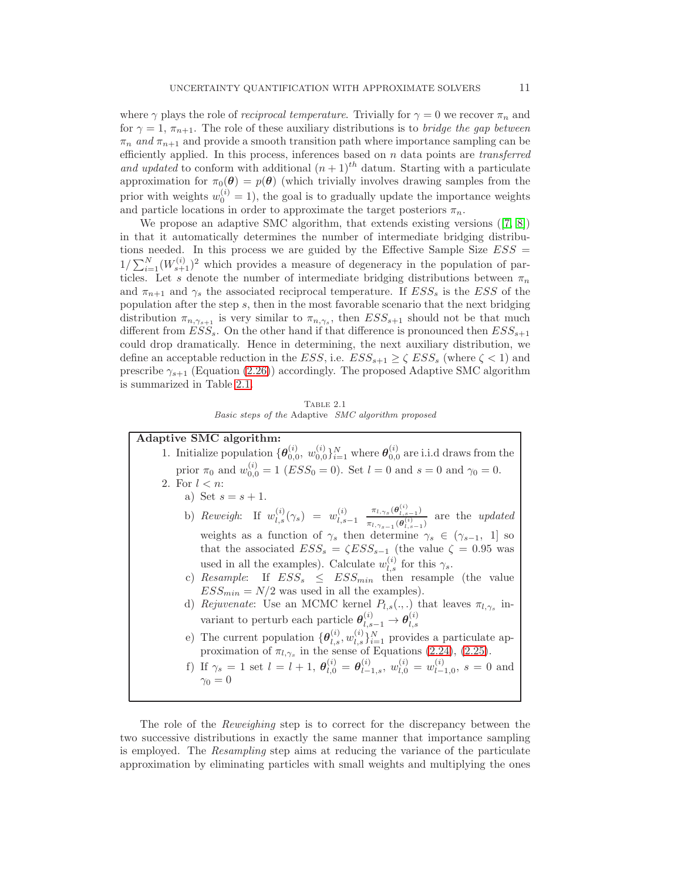where $\gamma$ plays the role of *reciprocal temperature*. Trivially for $\gamma = 0$ we recover $\pi_n$ and for $\gamma = 1$, $\pi_{n+1}$. The role of these auxiliary distributions is to *bridge the gap between* $\pi_n$ *and* $\pi_{n+1}$ and provide a smooth transition path where importance sampling can be efficiently applied. In this process, inferences based on $n$ data points are *transferred and updated* to conform with additional $(n+1)^{th}$ datum. Starting with a particulate approximation for $\pi_0(\boldsymbol{\theta}) = p(\boldsymbol{\theta})$ (which trivially involves drawing samples from the prior with weights $w_0^{(i)} = 1$), the goal is to gradually update the importance weights and particle locations in order to approximate the target posteriors $\pi_n$.

We propose an adaptive SMC algorithm, that extends existing versions ([7, 8]) in that it automatically determines the number of intermediate bridging distributions needed. In this process we are guided by the Effective Sample Size $ESS = 1/\sum_{i=1}^N (W_{s+1}^{(i)})^2$ which provides a measure of degeneracy in the population of particles. Let $s$ denote the number of intermediate bridging distributions between $\pi_n$ and $\pi_{n+1}$ and $\gamma_s$ the associated reciprocal temperature. If $ESS_s$ is the $ESS$ of the population after the step $s$, then in the most favorable scenario that the next bridging distribution $\pi_{n,\gamma_{s+1}}$ is very similar to $\pi_{n,\gamma_s}$, then $ESS_{s+1}$ should not be that much different from $ESS_s$. On the other hand if that difference is pronounced then $ESS_{s+1}$ could drop dramatically. Hence in determining, the next auxiliary distribution, we define an acceptable reduction in the $ESS$, i.e. $ESS_{s+1} \geq \zeta \, ESS_s$ (where $\zeta < 1$) and prescribe $\gamma_{s+1}$ (Equation (2.26)) accordingly. The proposed Adaptive SMC algorithm is summarized in Table 2.1.

Table 2.1
*Basic steps of the* Adaptive *SMC algorithm proposed*

**Adaptive SMC algorithm:**

1. Initialize population $\{\boldsymbol{\theta}_{0,0}^{(i)},\ w_{0,0}^{(i)}\}_{i=1}^N$ where $\boldsymbol{\theta}_{0,0}^{(i)}$ are i.i.d draws from the prior $\pi_0$ and $w_{0,0}^{(i)} = 1$ ($ESS_0 = 0$). Set $l = 0$ and $s = 0$ and $\gamma_0 = 0$.
2. For $l < n$:
   - a) Set $s = s + 1$.
   - b) *Reweigh*: If $w_{l,s}^{(i)}(\gamma_s) = w_{l,s-1}^{(i)} \frac{\pi_{l,\gamma_s}(\boldsymbol{\theta}_{l,s-1}^{(i)})}{\pi_{l,\gamma_{s-1}}(\boldsymbol{\theta}_{l,s-1}^{(i)})}$ are the *updated* weights as a function of $\gamma_s$ then determine $\gamma_s \in (\gamma_{s-1},\ 1]$ so that the associated $ESS_s = \zeta ESS_{s-1}$ (the value $\zeta = 0.95$ was used in all the examples). Calculate $w_{l,s}^{(i)}$ for this $\gamma_s$.
   - c) *Resample*: If $ESS_s \leq ESS_{min}$ then resample (the value $ESS_{min} = N/2$ was used in all the examples).
   - d) *Rejuvenate*: Use an MCMC kernel $P_{l,s}(.,.)$ that leaves $\pi_{l,\gamma_s}$ invariant to perturb each particle $\boldsymbol{\theta}_{l,s-1}^{(i)} \to \boldsymbol{\theta}_{l,s}^{(i)}$
   - e) The current population $\{\boldsymbol{\theta}_{l,s}^{(i)}, w_{l,s}^{(i)}\}_{i=1}^N$ provides a particulate approximation of $\pi_{l,\gamma_s}$ in the sense of Equations (2.24), (2.25).
   - f) If $\gamma_s = 1$ set $l = l + 1$, $\boldsymbol{\theta}_{l,0}^{(i)} = \boldsymbol{\theta}_{l-1,s}^{(i)}$, $w_{l,0}^{(i)} = w_{l-1,0}^{(i)}$, $s = 0$ and $\gamma_0 = 0$

The role of the *Reweighing* step is to correct for the discrepancy between the two successive distributions in exactly the same manner that importance sampling is employed. The *Resampling* step aims at reducing the variance of the particulate approximation by eliminating particles with small weights and multiplying the ones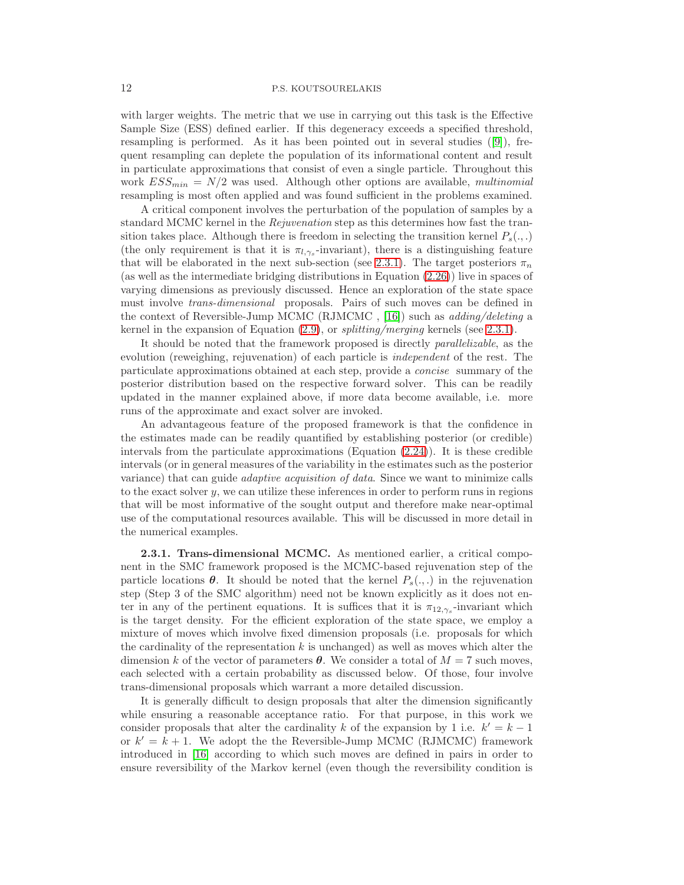with larger weights. The metric that we use in carrying out this task is the Effective Sample Size (ESS) defined earlier. If this degeneracy exceeds a specified threshold, resampling is performed. As it has been pointed out in several studies ([9]), frequent resampling can deplete the population of its informational content and result in particulate approximations that consist of even a single particle. Throughout this work $ESS_{min} = N/2$ was used. Although other options are available, *multinomial* resampling is most often applied and was found sufficient in the problems examined.

A critical component involves the perturbation of the population of samples by a standard MCMC kernel in the *Rejuvenation* step as this determines how fast the transition takes place. Although there is freedom in selecting the transition kernel $P_s(.,.)$ (the only requirement is that it is $\pi_{l,\gamma_s}$-invariant), there is a distinguishing feature that will be elaborated in the next sub-section (see 2.3.1). The target posteriors $\pi_n$ (as well as the intermediate bridging distributions in Equation (2.26)) live in spaces of varying dimensions as previously discussed. Hence an exploration of the state space must involve *trans-dimensional* proposals. Pairs of such moves can be defined in the context of Reversible-Jump MCMC (RJMCMC , [16]) such as *adding/deleting* a kernel in the expansion of Equation (2.9), or *splitting/merging* kernels (see 2.3.1).

It should be noted that the framework proposed is directly *parallelizable*, as the evolution (reweighing, rejuvenation) of each particle is *independent* of the rest. The particulate approximations obtained at each step, provide a *concise* summary of the posterior distribution based on the respective forward solver. This can be readily updated in the manner explained above, if more data become available, i.e. more runs of the approximate and exact solver are invoked.

An advantageous feature of the proposed framework is that the confidence in the estimates made can be readily quantified by establishing posterior (or credible) intervals from the particulate approximations (Equation (2.24)). It is these credible intervals (or in general measures of the variability in the estimates such as the posterior variance) that can guide *adaptive acquisition of data*. Since we want to minimize calls to the exact solver $y$, we can utilize these inferences in order to perform runs in regions that will be most informative of the sought output and therefore make near-optimal use of the computational resources available. This will be discussed in more detail in the numerical examples.

**2.3.1. Trans-dimensional MCMC.** As mentioned earlier, a critical component in the SMC framework proposed is the MCMC-based rejuvenation step of the particle locations $\boldsymbol{\theta}$. It should be noted that the kernel $P_s(.,.)$ in the rejuvenation step (Step 3 of the SMC algorithm) need not be known explicitly as it does not enter in any of the pertinent equations. It is suffices that it is $\pi_{12,\gamma_s}$-invariant which is the target density. For the efficient exploration of the state space, we employ a mixture of moves which involve fixed dimension proposals (i.e. proposals for which the cardinality of the representation $k$ is unchanged) as well as moves which alter the dimension $k$ of the vector of parameters $\boldsymbol{\theta}$. We consider a total of $M = 7$ such moves, each selected with a certain probability as discussed below. Of those, four involve trans-dimensional proposals which warrant a more detailed discussion.

It is generally difficult to design proposals that alter the dimension significantly while ensuring a reasonable acceptance ratio. For that purpose, in this work we consider proposals that alter the cardinality $k$ of the expansion by 1 i.e. $k' = k - 1$ or $k' = k + 1$. We adopt the the Reversible-Jump MCMC (RJMCMC) framework introduced in [16] according to which such moves are defined in pairs in order to ensure reversibility of the Markov kernel (even though the reversibility condition is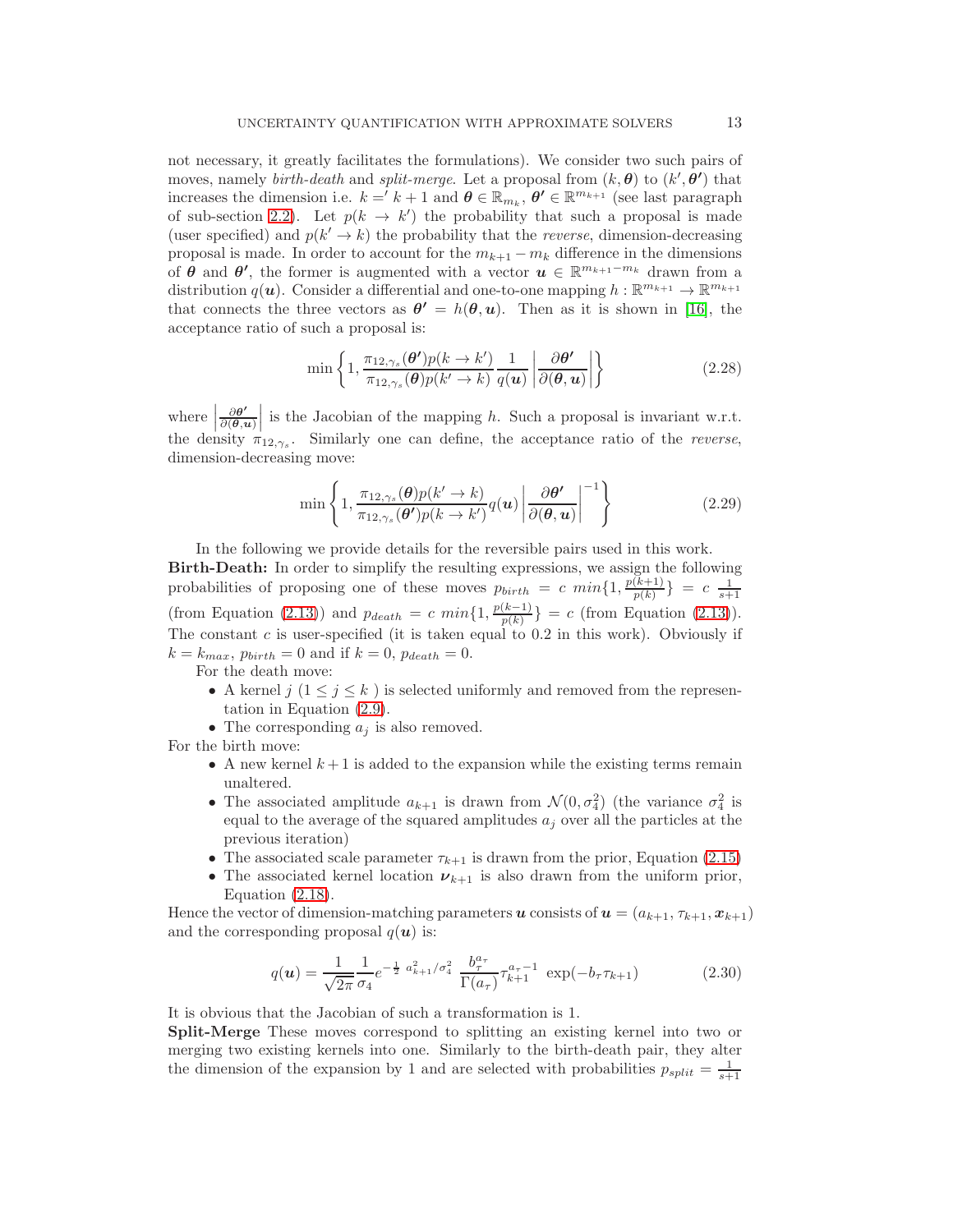not necessary, it greatly facilitates the formulations). We consider two such pairs of moves, namely *birth-death* and *split-merge*. Let a proposal from $(k, \boldsymbol{\theta})$ to $(k', \boldsymbol{\theta'})$ that increases the dimension i.e. $k =' k + 1$ and $\boldsymbol{\theta} \in \mathbb{R}_{m_k}$, $\boldsymbol{\theta'} \in \mathbb{R}^{m_{k+1}}$ (see last paragraph of sub-section 2.2). Let $p(k \to k')$ the probability that such a proposal is made (user specified) and $p(k' \to k)$ the probability that the *reverse*, dimension-decreasing proposal is made. In order to account for the $m_{k+1} - m_k$ difference in the dimensions of $\boldsymbol{\theta}$ and $\boldsymbol{\theta'}$, the former is augmented with a vector $\boldsymbol{u} \in \mathbb{R}^{m_{k+1} - m_k}$ drawn from a distribution $q(\boldsymbol{u})$. Consider a differential and one-to-one mapping $h : \mathbb{R}^{m_{k+1}} \to \mathbb{R}^{m_{k+1}}$ that connects the three vectors as $\boldsymbol{\theta'} = h(\boldsymbol{\theta}, \boldsymbol{u})$. Then as it is shown in [16], the acceptance ratio of such a proposal is:

$$\min \left\{ 1, \frac{\pi_{12,\gamma_s}(\boldsymbol{\theta'}) p(k \to k')}{\pi_{12,\gamma_s}(\boldsymbol{\theta}) p(k' \to k)} \frac{1}{q(\boldsymbol{u})} \left| \frac{\partial \boldsymbol{\theta'}}{\partial(\boldsymbol{\theta}, \boldsymbol{u})} \right| \right\} \tag{2.28}$$

where $\left| \frac{\partial \boldsymbol{\theta'}}{\partial(\boldsymbol{\theta}, \boldsymbol{u})} \right|$ is the Jacobian of the mapping $h$. Such a proposal is invariant w.r.t. the density $\pi_{12,\gamma_s}$. Similarly one can define, the acceptance ratio of the *reverse*, dimension-decreasing move:

$$\min \left\{ 1, \frac{\pi_{12,\gamma_s}(\boldsymbol{\theta}) p(k' \to k)}{\pi_{12,\gamma_s}(\boldsymbol{\theta'}) p(k \to k')} q(\boldsymbol{u}) \left| \frac{\partial \boldsymbol{\theta'}}{\partial(\boldsymbol{\theta}, \boldsymbol{u})} \right|^{-1} \right\} \tag{2.29}$$

In the following we provide details for the reversible pairs used in this work.

**Birth-Death:** In order to simplify the resulting expressions, we assign the following probabilities of proposing one of these moves $p_{birth} = c \ min\{1, \frac{p(k+1)}{p(k)}\} = c \ \frac{1}{s+1}$ (from Equation (2.13)) and $p_{death} = c \ min\{1, \frac{p(k-1)}{p(k)}\} = c$ (from Equation (2.13)). The constant $c$ is user-specified (it is taken equal to 0.2 in this work). Obviously if $k = k_{max}$, $p_{birth} = 0$ and if $k = 0$, $p_{death} = 0$.

For the death move:

- A kernel $j$ $(1 \le j \le k\ )$ is selected uniformly and removed from the representation in Equation (2.9).
- The corresponding $a_j$ is also removed.

For the birth move:

- A new kernel $k + 1$ is added to the expansion while the existing terms remain unaltered.
- The associated amplitude $a_{k+1}$ is drawn from $\mathcal{N}(0, \sigma_4^2)$ (the variance $\sigma_4^2$ is equal to the average of the squared amplitudes $a_j$ over all the particles at the previous iteration)
- The associated scale parameter $\tau_{k+1}$ is drawn from the prior, Equation (2.15)
- The associated kernel location $\boldsymbol{\nu}_{k+1}$ is also drawn from the uniform prior, Equation (2.18).

Hence the vector of dimension-matching parameters $\boldsymbol{u}$ consists of $\boldsymbol{u} = (a_{k+1}, \tau_{k+1}, \boldsymbol{x}_{k+1})$ and the corresponding proposal $q(\boldsymbol{u})$ is:

$$q(\boldsymbol{u}) = \frac{1}{\sqrt{2\pi}} \frac{1}{\sigma_4} e^{-\frac{1}{2} \ a_{k+1}^2 / \sigma_4^2} \ \frac{b_\tau^{a_\tau}}{\Gamma(a_\tau)} \tau_{k+1}^{a_\tau - 1} \ \exp(-b_\tau \tau_{k+1}) \tag{2.30}$$

It is obvious that the Jacobian of such a transformation is 1.

**Split-Merge** These moves correspond to splitting an existing kernel into two or merging two existing kernels into one. Similarly to the birth-death pair, they alter the dimension of the expansion by 1 and are selected with probabilities $p_{split} = \frac{1}{s+1}$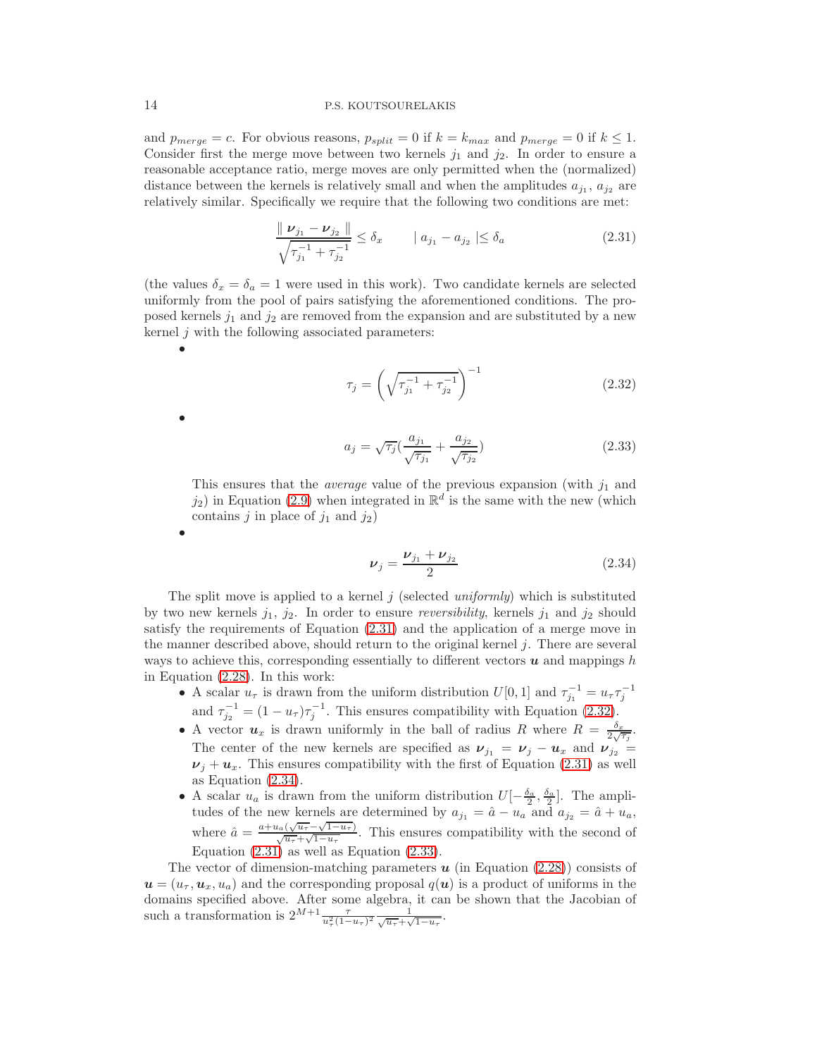and $p_{merge} = c$. For obvious reasons, $p_{split} = 0$ if $k = k_{max}$ and $p_{merge} = 0$ if $k \leq 1$. Consider first the merge move between two kernels $j_1$ and $j_2$. In order to ensure a reasonable acceptance ratio, merge moves are only permitted when the (normalized) distance between the kernels is relatively small and when the amplitudes $a_{j_1}$, $a_{j_2}$ are relatively similar. Specifically we require that the following two conditions are met:

$$\frac{\| \boldsymbol{\nu}_{j_1} - \boldsymbol{\nu}_{j_2} \|}{\sqrt{\tau_{j_1}^{-1} + \tau_{j_2}^{-1}}} \leq \delta_x \qquad | a_{j_1} - a_{j_2} | \leq \delta_a \tag{2.31}$$

(the values $\delta_x = \delta_a = 1$ were used in this work). Two candidate kernels are selected uniformly from the pool of pairs satisfying the aforementioned conditions. The proposed kernels $j_1$ and $j_2$ are removed from the expansion and are substituted by a new kernel $j$ with the following associated parameters:

- $$\tau_j = \left( \sqrt{\tau_{j_1}^{-1} + \tau_{j_2}^{-1}} \right)^{-1} \tag{2.32}$$

- $$a_j = \sqrt{\tau_j} \left( \frac{a_{j_1}}{\sqrt{\tau_{j_1}}} + \frac{a_{j_2}}{\sqrt{\tau_{j_2}}} \right) \tag{2.33}$$

  This ensures that the *average* value of the previous expansion (with $j_1$ and $j_2$) in Equation (2.9) when integrated in $\mathbb{R}^d$ is the same with the new (which contains $j$ in place of $j_1$ and $j_2$)

- $$\boldsymbol{\nu}_j = \frac{\boldsymbol{\nu}_{j_1} + \boldsymbol{\nu}_{j_2}}{2} \tag{2.34}$$

The split move is applied to a kernel $j$ (selected *uniformly*) which is substituted by two new kernels $j_1$, $j_2$. In order to ensure *reversibility*, kernels $j_1$ and $j_2$ should satisfy the requirements of Equation (2.31) and the application of a merge move in the manner described above, should return to the original kernel $j$. There are several ways to achieve this, corresponding essentially to different vectors $\boldsymbol{u}$ and mappings $h$ in Equation (2.28). In this work:

- A scalar $u_\tau$ is drawn from the uniform distribution $U[0,1]$ and $\tau_{j_1}^{-1} = u_\tau \tau_j^{-1}$ and $\tau_{j_2}^{-1} = (1 - u_\tau)\tau_j^{-1}$. This ensures compatibility with Equation (2.32).
- A vector $\boldsymbol{u}_x$ is drawn uniformly in the ball of radius $R$ where $R = \frac{\delta_x}{2\sqrt{\tau_j}}$. The center of the new kernels are specified as $\boldsymbol{\nu}_{j_1} = \boldsymbol{\nu}_j - \boldsymbol{u}_x$ and $\boldsymbol{\nu}_{j_2} = \boldsymbol{\nu}_j + \boldsymbol{u}_x$. This ensures compatibility with the first of Equation (2.31) as well as Equation (2.34).
- A scalar $u_a$ is drawn from the uniform distribution $U[-\frac{\delta_a}{2}, \frac{\delta_a}{2}]$. The amplitudes of the new kernels are determined by $a_{j_1} = \hat{a} - u_a$ and $a_{j_2} = \hat{a} + u_a$, where $\hat{a} = \frac{a + u_a(\sqrt{u_\tau} - \sqrt{1-u_\tau})}{\sqrt{u_\tau} + \sqrt{1-u_\tau}}$. This ensures compatibility with the second of Equation (2.31) as well as Equation (2.33).

The vector of dimension-matching parameters $\boldsymbol{u}$ (in Equation (2.28)) consists of $\boldsymbol{u} = (u_\tau, \boldsymbol{u}_x, u_a)$ and the corresponding proposal $q(\boldsymbol{u})$ is a product of uniforms in the domains specified above. After some algebra, it can be shown that the Jacobian of such a transformation is $2^{M+1} \frac{\tau}{u_\tau^2 (1-u_\tau)^2} \frac{1}{\sqrt{u_\tau} + \sqrt{1-u_\tau}}$.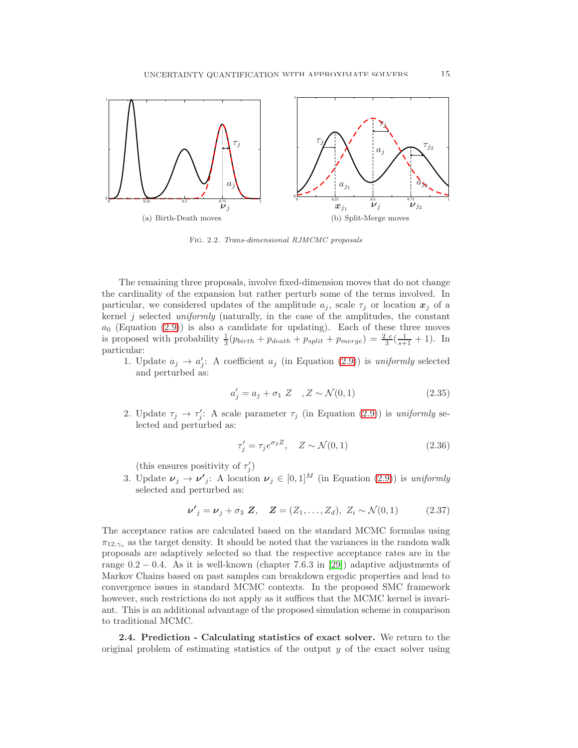(a) Birth-Death moves

(b) Split-Merge moves

FIG. 2.2. *Trans-dimensional RJMCMC proposals*

The remaining three proposals, involve fixed-dimension moves that do not change the cardinality of the expansion but rather perturb some of the terms involved. In particular, we considered updates of the amplitude $a_j$, scale $\tau_j$ or location $\boldsymbol{x}_j$ of a kernel $j$ selected *uniformly* (naturally, in the case of the amplitudes, the constant $a_0$ (Equation (2.9)) is also a candidate for updating). Each of these three moves is proposed with probability $\frac{1}{3}(p_{birth} + p_{death} + p_{split} + p_{merge}) = \frac{2\ c}{3}(\frac{1}{s+1} + 1)$. In particular:

1. Update $a_j \to a_j'$: A coefficient $a_j$ (in Equation (2.9)) is *uniformly* selected and perturbed as:

$$a_j' = a_j + \sigma_1\ Z \quad , Z \sim \mathcal{N}(0,1) \tag{2.35}$$

2. Update $\tau_j \to \tau_j'$: A scale parameter $\tau_j$ (in Equation (2.9)) is *uniformly* selected and perturbed as:

$$\tau_j' = \tau_j e^{\sigma_2 Z}, \quad Z \sim \mathcal{N}(0,1) \tag{2.36}$$

(this ensures positivity of $\tau_j'$)

3. Update $\boldsymbol{\nu}_j \to \boldsymbol{\nu'}_j$: A location $\boldsymbol{\nu}_j \in [0,1]^M$ (in Equation (2.9)) is *uniformly* selected and perturbed as:

$$\boldsymbol{\nu'}_j = \boldsymbol{\nu}_j + \sigma_3\ \boldsymbol{Z}, \quad \boldsymbol{Z} = (Z_1, \ldots, Z_d),\ Z_i \sim \mathcal{N}(0,1) \tag{2.37}$$

The acceptance ratios are calculated based on the standard MCMC formulas using $\pi_{12,\gamma_s}$ as the target density. It should be noted that the variances in the random walk proposals are adaptively selected so that the respective acceptance rates are in the range $0.2 - 0.4$. As it is well-known (chapter 7.6.3 in [29]) adaptive adjustments of Markov Chains based on past samples can breakdown ergodic properties and lead to convergence issues in standard MCMC contexts. In the proposed SMC framework however, such restrictions do not apply as it suffices that the MCMC kernel is invariant. This is an additional advantage of the proposed simulation scheme in comparison to traditional MCMC.

**2.4. Prediction - Calculating statistics of exact solver.** We return to the original problem of estimating statistics of the output $y$ of the exact solver using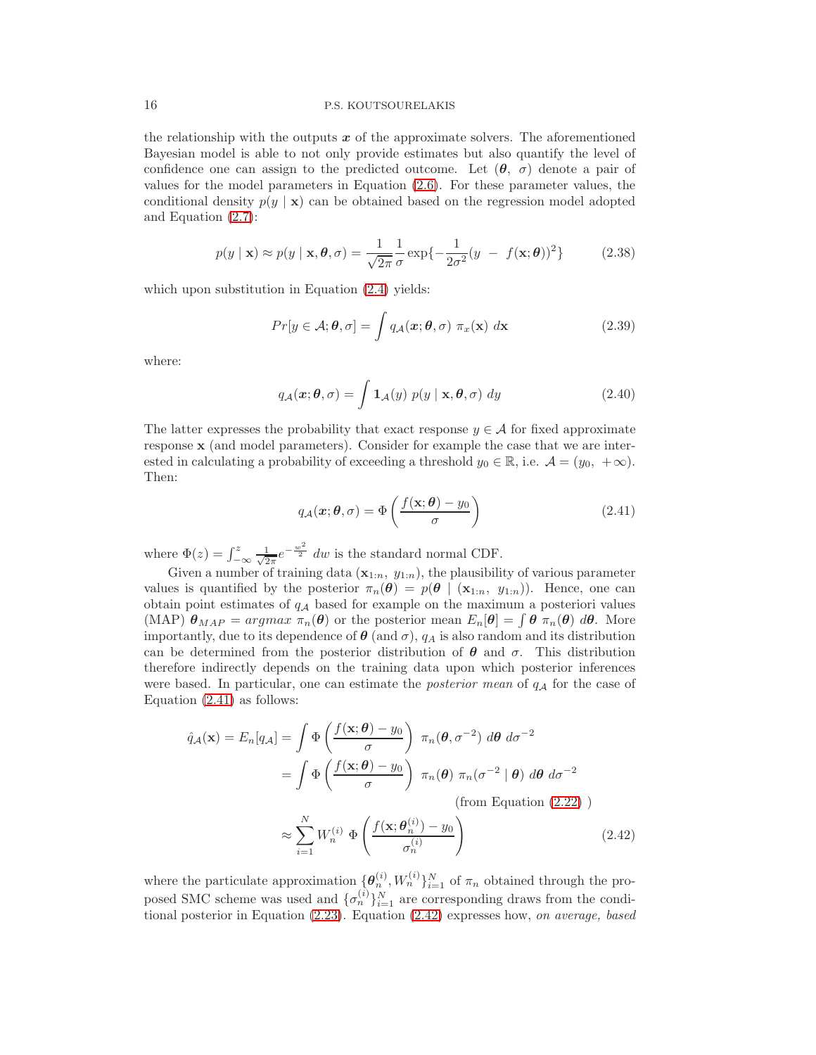the relationship with the outputs $\boldsymbol{x}$ of the approximate solvers. The aforementioned Bayesian model is able to not only provide estimates but also quantify the level of confidence one can assign to the predicted outcome. Let $(\boldsymbol{\theta},\ \sigma)$ denote a pair of values for the model parameters in Equation (2.6). For these parameter values, the conditional density $p(y \mid \mathbf{x})$ can be obtained based on the regression model adopted and Equation (2.7):

$$p(y \mid \mathbf{x}) \approx p(y \mid \mathbf{x}, \boldsymbol{\theta}, \sigma) = \frac{1}{\sqrt{2\pi}} \frac{1}{\sigma} \exp\{-\frac{1}{2\sigma^2}(y \ - \ f(\mathbf{x}; \boldsymbol{\theta}))^2\} \tag{2.38}$$

which upon substitution in Equation (2.4) yields:

$$Pr[y \in \mathcal{A}; \boldsymbol{\theta}, \sigma] = \int q_{\mathcal{A}}(\boldsymbol{x}; \boldsymbol{\theta}, \sigma) \ \pi_x(\mathbf{x}) \ d\mathbf{x} \tag{2.39}$$

where:

$$q_{\mathcal{A}}(\boldsymbol{x}; \boldsymbol{\theta}, \sigma) = \int \mathbf{1}_{\mathcal{A}}(y) \ p(y \mid \mathbf{x}, \boldsymbol{\theta}, \sigma) \ dy \tag{2.40}$$

The latter expresses the probability that exact response $y \in \mathcal{A}$ for fixed approximate response $\mathbf{x}$ (and model parameters). Consider for example the case that we are interested in calculating a probability of exceeding a threshold $y_0 \in \mathbb{R}$, i.e. $\mathcal{A} = (y_0,\ +\infty)$. Then:

$$q_{\mathcal{A}}(\boldsymbol{x}; \boldsymbol{\theta}, \sigma) = \Phi\left(\frac{f(\mathbf{x}; \boldsymbol{\theta}) - y_0}{\sigma}\right) \tag{2.41}$$

where $\Phi(z) = \int_{-\infty}^{z} \frac{1}{\sqrt{2\pi}} e^{-\frac{w^2}{2}} \ dw$ is the standard normal CDF.

Given a number of training data $(\mathbf{x}_{1:n},\ y_{1:n})$, the plausibility of various parameter values is quantified by the posterior $\pi_n(\boldsymbol{\theta}) = p(\boldsymbol{\theta} \mid (\mathbf{x}_{1:n},\ y_{1:n}))$. Hence, one can obtain point estimates of $q_{\mathcal{A}}$ based for example on the maximum a posteriori values (MAP) $\boldsymbol{\theta}_{MAP} = argmax \ \pi_n(\boldsymbol{\theta})$ or the posterior mean $E_n[\boldsymbol{\theta}] = \int \boldsymbol{\theta} \ \pi_n(\boldsymbol{\theta}) \ d\boldsymbol{\theta}$. More importantly, due to its dependence of $\boldsymbol{\theta}$ (and $\sigma$), $q_A$ is also random and its distribution can be determined from the posterior distribution of $\boldsymbol{\theta}$ and $\sigma$. This distribution therefore indirectly depends on the training data upon which posterior inferences were based. In particular, one can estimate the *posterior mean* of $q_{\mathcal{A}}$ for the case of Equation (2.41) as follows:

$$\begin{aligned}
\hat{q}_{\mathcal{A}}(\mathbf{x}) = E_n[q_{\mathcal{A}}] &= \int \Phi\left(\frac{f(\mathbf{x}; \boldsymbol{\theta}) - y_0}{\sigma}\right) \ \pi_n(\boldsymbol{\theta}, \sigma^{-2}) \ d\boldsymbol{\theta} \ d\sigma^{-2} \\
&= \int \Phi\left(\frac{f(\mathbf{x}; \boldsymbol{\theta}) - y_0}{\sigma}\right) \ \pi_n(\boldsymbol{\theta}) \ \pi_n(\sigma^{-2} \mid \boldsymbol{\theta}) \ d\boldsymbol{\theta} \ d\sigma^{-2} \\
&\qquad\qquad\qquad\qquad\qquad \text{(from Equation (2.22) )} \\
&\approx \sum_{i=1}^{N} W_n^{(i)} \ \Phi\left(\frac{f(\mathbf{x}; \boldsymbol{\theta}_n^{(i)}) - y_0}{\sigma_n^{(i)}}\right)
\end{aligned} \tag{2.42}$$

where the particulate approximation $\{\boldsymbol{\theta}_n^{(i)}, W_n^{(i)}\}_{i=1}^N$ of $\pi_n$ obtained through the proposed SMC scheme was used and $\{\sigma_n^{(i)}\}_{i=1}^N$ are corresponding draws from the conditional posterior in Equation (2.23). Equation (2.42) expresses how, *on average, based*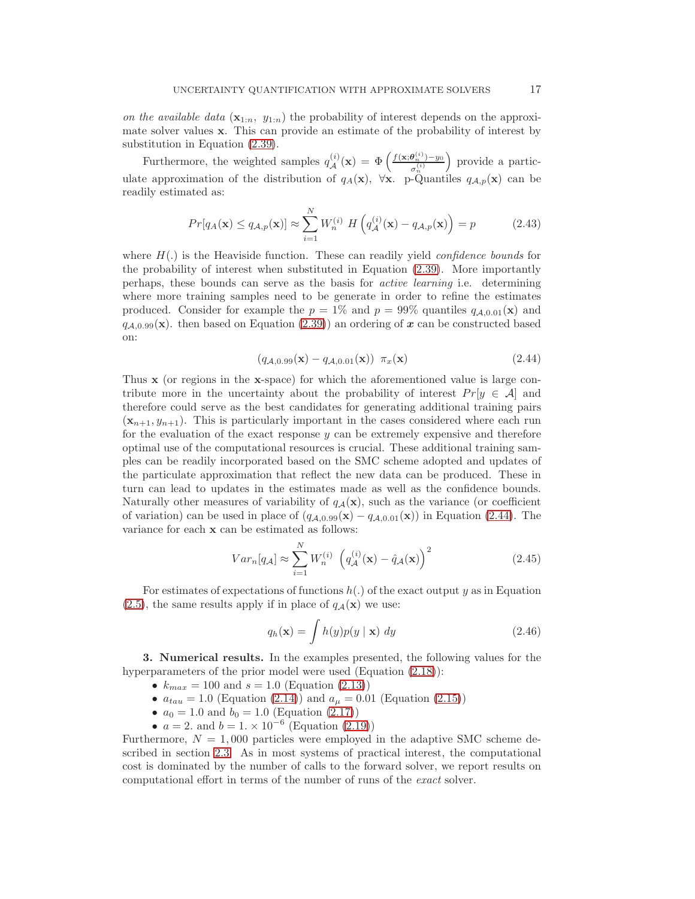*on the available data* $(\mathbf{x}_{1:n},\ y_{1:n})$ the probability of interest depends on the approximate solver values $\mathbf{x}$. This can provide an estimate of the probability of interest by substitution in Equation (2.39).

Furthermore, the weighted samples $q_{\mathcal{A}}^{(i)}(\mathbf{x}) = \Phi\left(\frac{f(\mathbf{x};\boldsymbol{\theta}_n^{(i)})-y_0}{\sigma_n^{(i)}}\right)$ provide a particulate approximation of the distribution of $q_A(\mathbf{x})$, $\forall \mathbf{x}$. p-Quantiles $q_{\mathcal{A},p}(\mathbf{x})$ can be readily estimated as:

$$Pr[q_A(\mathbf{x}) \leq q_{\mathcal{A},p}(\mathbf{x})] \approx \sum_{i=1}^{N} W_n^{(i)}\ H\left(q_{\mathcal{A}}^{(i)}(\mathbf{x}) - q_{\mathcal{A},p}(\mathbf{x})\right) = p \tag{2.43}$$

where $H(.)$ is the Heaviside function. These can readily yield *confidence bounds* for the probability of interest when substituted in Equation (2.39). More importantly perhaps, these bounds can serve as the basis for *active learning* i.e. determining where more training samples need to be generate in order to refine the estimates produced. Consider for example the $p = 1\%$ and $p = 99\%$ quantiles $q_{\mathcal{A},0.01}(\mathbf{x})$ and $q_{\mathcal{A},0.99}(\mathbf{x})$. then based on Equation (2.39)) an ordering of $\boldsymbol{x}$ can be constructed based on:

$$(q_{\mathcal{A},0.99}(\mathbf{x}) - q_{\mathcal{A},0.01}(\mathbf{x}))\ \ \pi_x(\mathbf{x}) \tag{2.44}$$

Thus $\mathbf{x}$ (or regions in the $\mathbf{x}$-space) for which the aforementioned value is large contribute more in the uncertainty about the probability of interest $Pr[y \in \mathcal{A}]$ and therefore could serve as the best candidates for generating additional training pairs $(\mathbf{x}_{n+1}, y_{n+1})$. This is particularly important in the cases considered where each run for the evaluation of the exact response $y$ can be extremely expensive and therefore optimal use of the computational resources is crucial. These additional training samples can be readily incorporated based on the SMC scheme adopted and updates of the particulate approximation that reflect the new data can be produced. These in turn can lead to updates in the estimates made as well as the confidence bounds. Naturally other measures of variability of $q_{\mathcal{A}}(\mathbf{x})$, such as the variance (or coefficient of variation) can be used in place of $(q_{\mathcal{A},0.99}(\mathbf{x}) - q_{\mathcal{A},0.01}(\mathbf{x}))$ in Equation (2.44). The variance for each $\mathbf{x}$ can be estimated as follows:

$$Var_n[q_{\mathcal{A}}] \approx \sum_{i=1}^{N} W_n^{(i)}\ \left(q_{\mathcal{A}}^{(i)}(\mathbf{x}) - \hat{q}_{\mathcal{A}}(\mathbf{x})\right)^2 \tag{2.45}$$

For estimates of expectations of functions $h(.)$ of the exact output $y$ as in Equation (2.5), the same results apply if in place of $q_{\mathcal{A}}(\mathbf{x})$ we use:

$$q_h(\mathbf{x}) = \int h(y) p(y \mid \mathbf{x})\ dy \tag{2.46}$$

**3. Numerical results.** In the examples presented, the following values for the hyperparameters of the prior model were used (Equation (2.18)):

- $k_{max} = 100$ and $s = 1.0$ (Equation (2.13))
- $a_{tau} = 1.0$ (Equation (2.14)) and $a_{\mu} = 0.01$ (Equation (2.15))
- $a_0 = 1.0$ and $b_0 = 1.0$ (Equation (2.17))
- $a = 2.$ and $b = 1. \times 10^{-6}$ (Equation (2.19))

Furthermore, $N = 1,000$ particles were employed in the adaptive SMC scheme described in section 2.3. As in most systems of practical interest, the computational cost is dominated by the number of calls to the forward solver, we report results on computational effort in terms of the number of runs of the *exact* solver.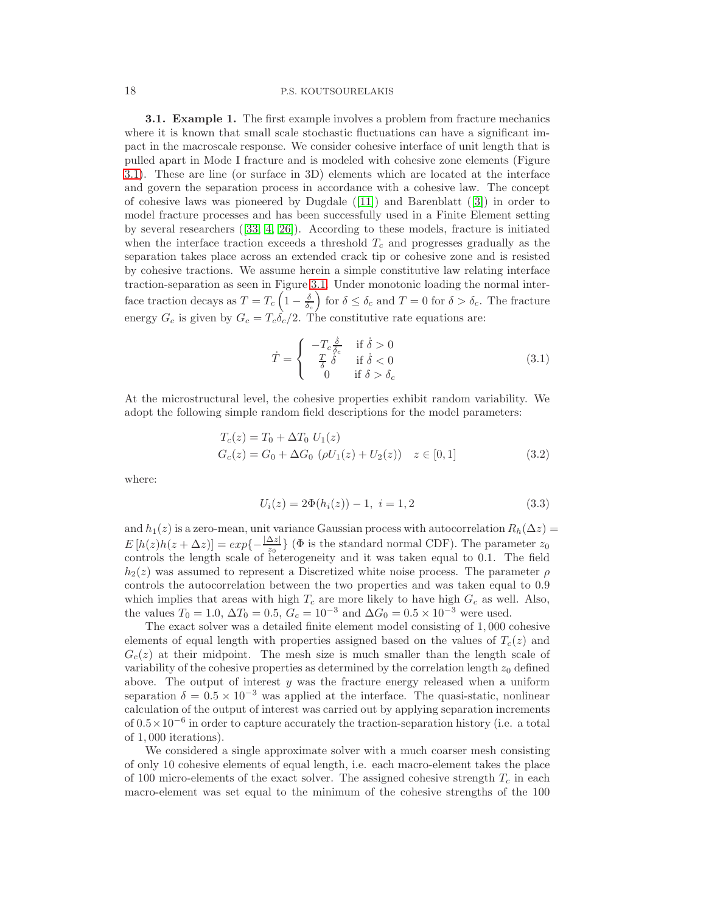**3.1. Example 1.** The first example involves a problem from fracture mechanics where it is known that small scale stochastic fluctuations can have a significant impact in the macroscale response. We consider cohesive interface of unit length that is pulled apart in Mode I fracture and is modeled with cohesive zone elements (Figure 3.1). These are line (or surface in 3D) elements which are located at the interface and govern the separation process in accordance with a cohesive law. The concept of cohesive laws was pioneered by Dugdale ([11]) and Barenblatt ([3]) in order to model fracture processes and has been successfully used in a Finite Element setting by several researchers ([33, 4, 26]). According to these models, fracture is initiated when the interface traction exceeds a threshold $T_c$ and progresses gradually as the separation takes place across an extended crack tip or cohesive zone and is resisted by cohesive tractions. We assume herein a simple constitutive law relating interface traction-separation as seen in Figure 3.1. Under monotonic loading the normal interface traction decays as $T = T_c \left(1 - \frac{\delta}{\delta_c}\right)$ for $\delta \leq \delta_c$ and $T = 0$ for $\delta > \delta_c$. The fracture energy $G_c$ is given by $G_c = T_c \delta_c / 2$. The constitutive rate equations are:

$$\dot{T} = \begin{cases} -T_c \frac{\dot{\delta}}{\delta_c} & \text{if } \dot{\delta} > 0 \\ \frac{T}{\delta} \dot{\delta} & \text{if } \dot{\delta} < 0 \\ 0 & \text{if } \delta > \delta_c \end{cases} \tag{3.1}$$

At the microstructural level, the cohesive properties exhibit random variability. We adopt the following simple random field descriptions for the model parameters:

$$\begin{aligned} T_c(z) &= T_0 + \Delta T_0 \; U_1(z) \\ G_c(z) &= G_0 + \Delta G_0 \; (\rho U_1(z) + U_2(z)) \quad z \in [0,1] \end{aligned} \tag{3.2}$$

where:

$$U_i(z) = 2\Phi(h_i(z)) - 1, \; i = 1, 2 \tag{3.3}$$

and $h_1(z)$ is a zero-mean, unit variance Gaussian process with autocorrelation $R_h(\Delta z) = E\left[h(z)h(z + \Delta z)\right] = exp\{-\frac{|\Delta z|}{z_0}\}$ ($\Phi$ is the standard normal CDF). The parameter $z_0$ controls the length scale of heterogeneity and it was taken equal to 0.1. The field $h_2(z)$ was assumed to represent a Discretized white noise process. The parameter $\rho$ controls the autocorrelation between the two properties and was taken equal to 0.9 which implies that areas with high $T_c$ are more likely to have high $G_c$ as well. Also, the values $T_0 = 1.0$, $\Delta T_0 = 0.5$, $G_c = 10^{-3}$ and $\Delta G_0 = 0.5 \times 10^{-3}$ were used.

The exact solver was a detailed finite element model consisting of 1,000 cohesive elements of equal length with properties assigned based on the values of $T_c(z)$ and $G_c(z)$ at their midpoint. The mesh size is much smaller than the length scale of variability of the cohesive properties as determined by the correlation length $z_0$ defined above. The output of interest $y$ was the fracture energy released when a uniform separation $\delta = 0.5 \times 10^{-3}$ was applied at the interface. The quasi-static, nonlinear calculation of the output of interest was carried out by applying separation increments of $0.5 \times 10^{-6}$ in order to capture accurately the traction-separation history (i.e. a total of 1,000 iterations).

We considered a single approximate solver with a much coarser mesh consisting of only 10 cohesive elements of equal length, i.e. each macro-element takes the place of 100 micro-elements of the exact solver. The assigned cohesive strength $T_c$ in each macro-element was set equal to the minimum of the cohesive strengths of the 100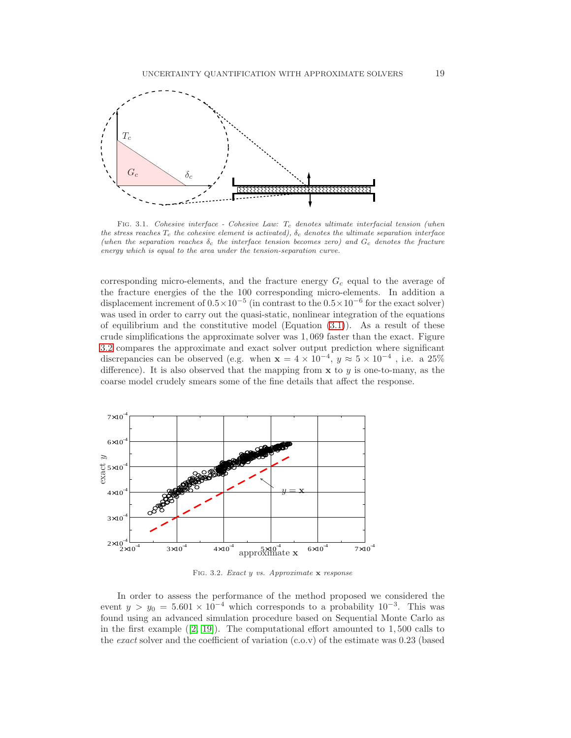Fig. 3.1. *Cohesive interface - Cohesive Law: $T_c$ denotes ultimate interfacial tension (when the stress reaches $T_c$ the cohesive element is activated), $\delta_c$ denotes the ultimate separation interface (when the separation reaches $\delta_c$ the interface tension becomes zero) and $G_c$ denotes the fracture energy which is equal to the area under the tension-separation curve.*

corresponding micro-elements, and the fracture energy $G_c$ equal to the average of the the fracture energies of the 100 corresponding micro-elements. In addition a displacement increment of $0.5 \times 10^{-5}$ (in contrast to the $0.5 \times 10^{-6}$ for the exact solver) was used in order to carry out the quasi-static, nonlinear integration of the equations of equilibrium and the constitutive model (Equation (3.1)). As a result of these crude simplifications the approximate solver was 1,069 faster than the exact. Figure 3.2 compares the approximate and exact solver output prediction where significant discrepancies can be observed (e.g. when $\mathbf{x} = 4 \times 10^{-4}$, $y \approx 5 \times 10^{-4}$ , i.e. a 25% difference). It is also observed that the mapping from $\mathbf{x}$ to $y$ is one-to-many, as the coarse model crudely smears some of the fine details that affect the response.

Fig. 3.2. *Exact $y$ vs. Approximate $\mathbf{x}$ response*

In order to assess the performance of the method proposed we considered the event $y > y_0 = 5.601 \times 10^{-4}$ which corresponds to a probability $10^{-3}$. This was found using an advanced simulation procedure based on Sequential Monte Carlo as in the first example ([2, 19]). The computational effort amounted to 1,500 calls to the *exact* solver and the coefficient of variation (c.o.v) of the estimate was 0.23 (based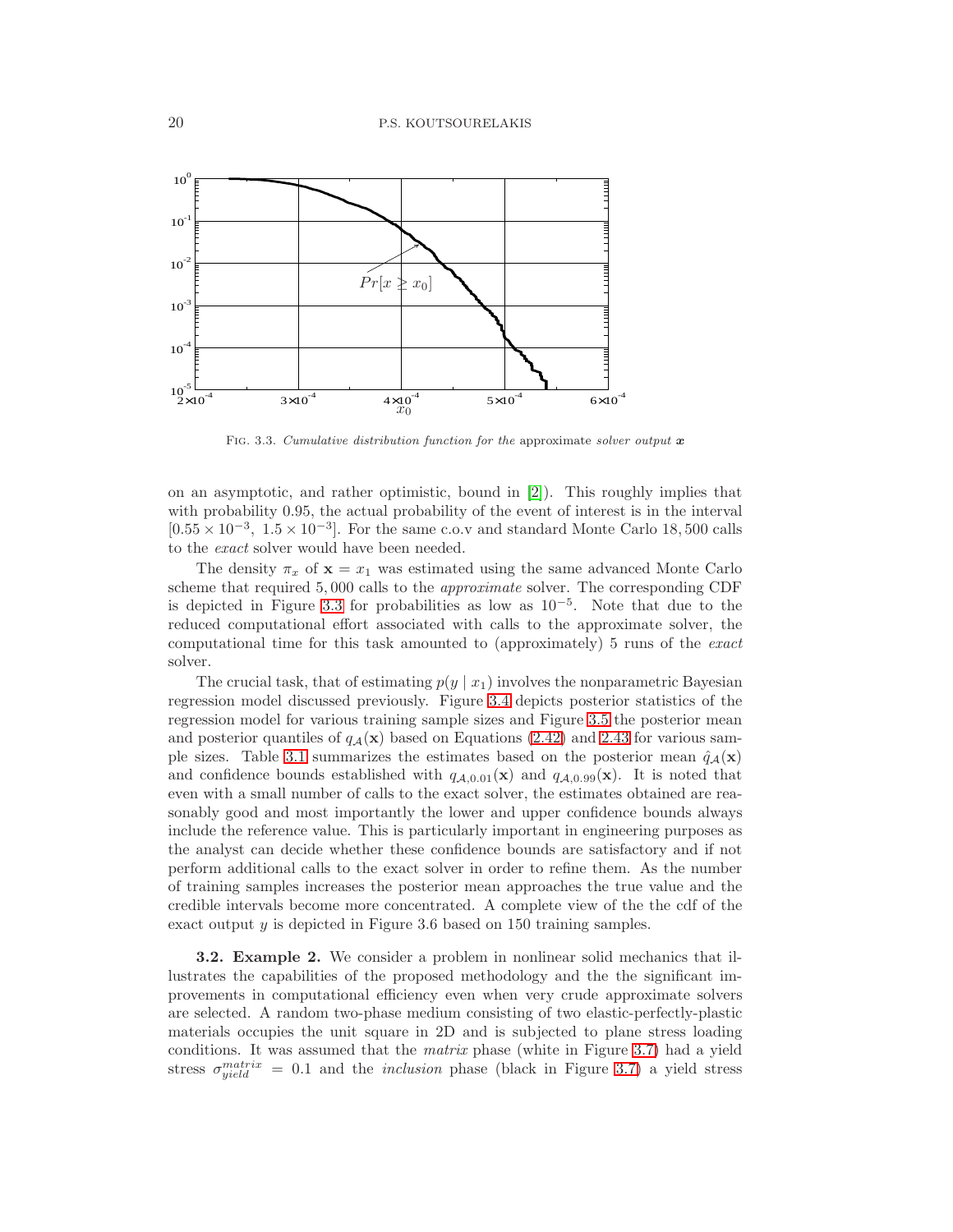FIG. 3.3. *Cumulative distribution function for the* approximate *solver output* $\boldsymbol{x}$

on an asymptotic, and rather optimistic, bound in [2]). This roughly implies that with probability 0.95, the actual probability of the event of interest is in the interval $[0.55 \times 10^{-3},\ 1.5 \times 10^{-3}]$. For the same c.o.v and standard Monte Carlo 18,500 calls to the *exact* solver would have been needed.

The density $\pi_x$ of $\mathbf{x} = x_1$ was estimated using the same advanced Monte Carlo scheme that required 5,000 calls to the *approximate* solver. The corresponding CDF is depicted in Figure 3.3 for probabilities as low as $10^{-5}$. Note that due to the reduced computational effort associated with calls to the approximate solver, the computational time for this task amounted to (approximately) 5 runs of the *exact* solver.

The crucial task, that of estimating $p(y \mid x_1)$ involves the nonparametric Bayesian regression model discussed previously. Figure 3.4 depicts posterior statistics of the regression model for various training sample sizes and Figure 3.5 the posterior mean and posterior quantiles of $q_{\mathcal{A}}(\mathbf{x})$ based on Equations (2.42) and 2.43 for various sample sizes. Table 3.1 summarizes the estimates based on the posterior mean $\hat{q}_{\mathcal{A}}(\mathbf{x})$ and confidence bounds established with $q_{\mathcal{A},0.01}(\mathbf{x})$ and $q_{\mathcal{A},0.99}(\mathbf{x})$. It is noted that even with a small number of calls to the exact solver, the estimates obtained are reasonably good and most importantly the lower and upper confidence bounds always include the reference value. This is particularly important in engineering purposes as the analyst can decide whether these confidence bounds are satisfactory and if not perform additional calls to the exact solver in order to refine them. As the number of training samples increases the posterior mean approaches the true value and the credible intervals become more concentrated. A complete view of the the cdf of the exact output $y$ is depicted in Figure 3.6 based on 150 training samples.

**3.2. Example 2.** We consider a problem in nonlinear solid mechanics that illustrates the capabilities of the proposed methodology and the the significant improvements in computational efficiency even when very crude approximate solvers are selected. A random two-phase medium consisting of two elastic-perfectly-plastic materials occupies the unit square in 2D and is subjected to plane stress loading conditions. It was assumed that the *matrix* phase (white in Figure 3.7) had a yield stress $\sigma_{yield}^{matrix} = 0.1$ and the *inclusion* phase (black in Figure 3.7) a yield stress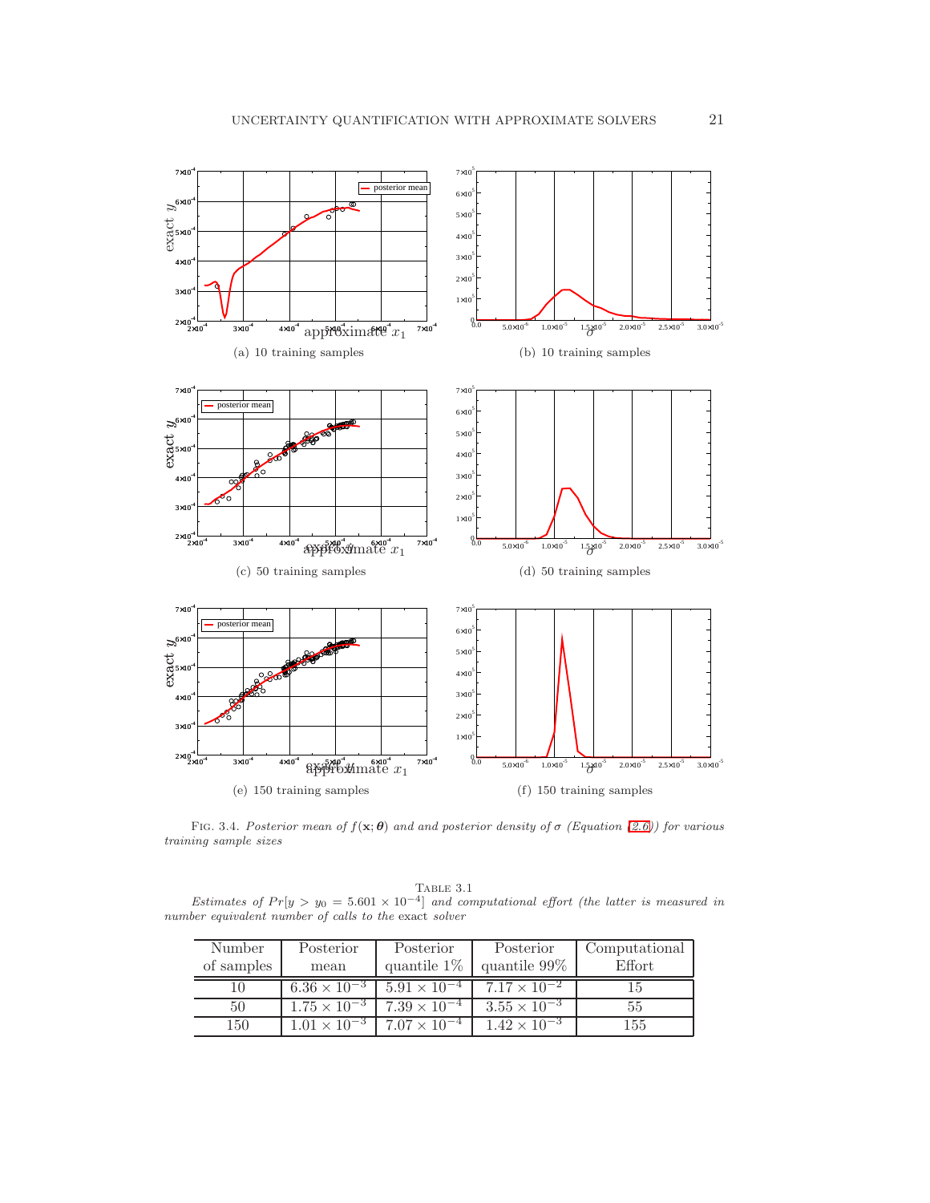(a) 10 training samples

(b) 10 training samples

(c) 50 training samples

(d) 50 training samples

(e) 150 training samples

(f) 150 training samples

Fig. 3.4. *Posterior mean of $f(\mathbf{x};\boldsymbol{\theta})$ and and posterior density of $\sigma$ (Equation (2.6)) for various training sample sizes*

Table 3.1

*Estimates of $Pr[y > y_0 = 5.601 \times 10^{-4}]$ and computational effort (the latter is measured in number equivalent number of calls to the* exact *solver*

| Number of samples | Posterior mean | Posterior quantile 1% | Posterior quantile 99% | Computational Effort |
|---|---|---|---|---|
| 10 | $6.36 \times 10^{-3}$ | $5.91 \times 10^{-4}$ | $7.17 \times 10^{-2}$ | 15 |
| 50 | $1.75 \times 10^{-3}$ | $7.39 \times 10^{-4}$ | $3.55 \times 10^{-3}$ | 55 |
| 150 | $1.01 \times 10^{-3}$ | $7.07 \times 10^{-4}$ | $1.42 \times 10^{-3}$ | 155 |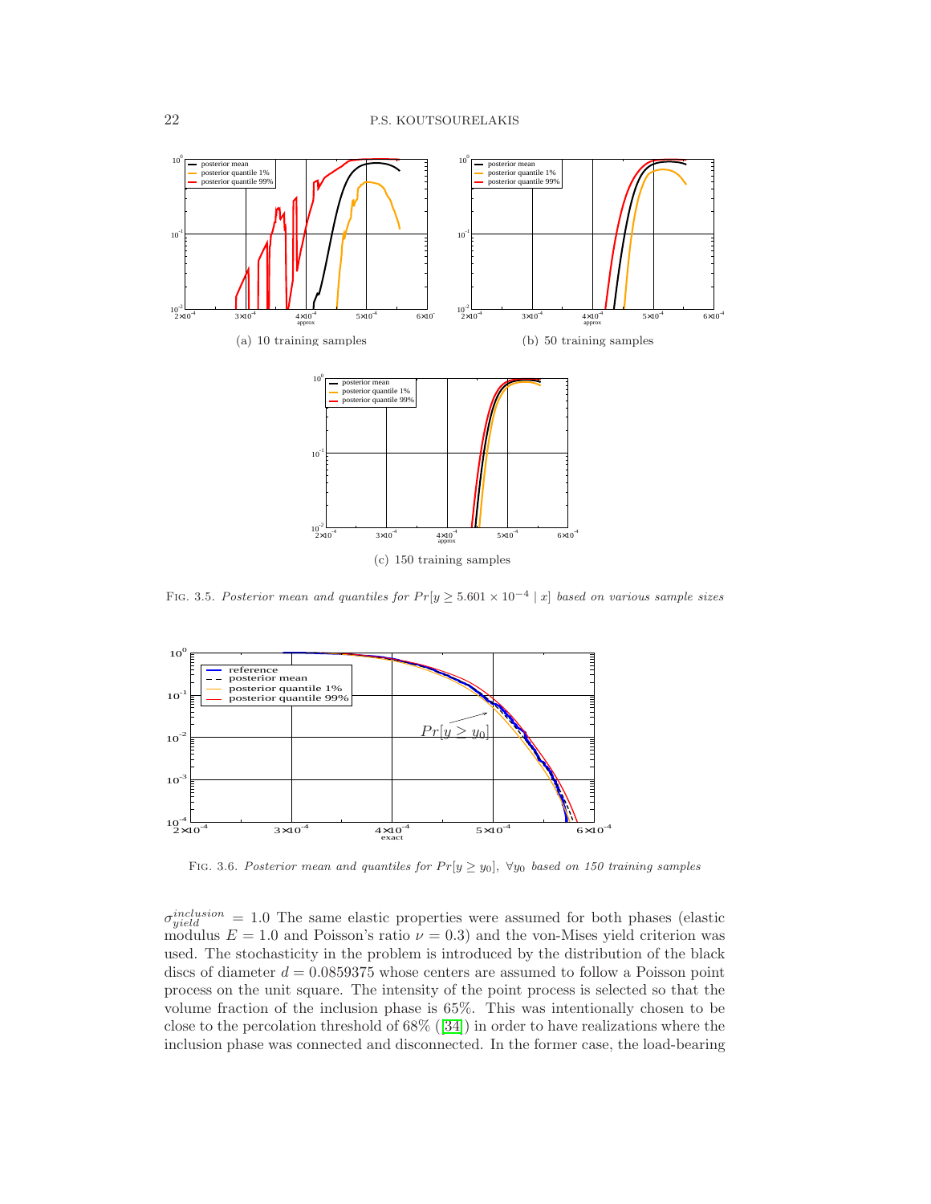(a) 10 training samples

(b) 50 training samples

(c) 150 training samples

FIG. 3.5. *Posterior mean and quantiles for $Pr[y \geq 5.601 \times 10^{-4} \mid x]$ based on various sample sizes*

FIG. 3.6. *Posterior mean and quantiles for $Pr[y \geq y_0]$, $\forall y_0$ based on 150 training samples*

$\sigma_{yield}^{inclusion} = 1.0$ The same elastic properties were assumed for both phases (elastic modulus $E = 1.0$ and Poisson's ratio $\nu = 0.3$) and the von-Mises yield criterion was used. The stochasticity in the problem is introduced by the distribution of the black discs of diameter $d = 0.0859375$ whose centers are assumed to follow a Poisson point process on the unit square. The intensity of the point process is selected so that the volume fraction of the inclusion phase is 65%. This was intentionally chosen to be close to the percolation threshold of 68% ([34]) in order to have realizations where the inclusion phase was connected and disconnected. In the former case, the load-bearing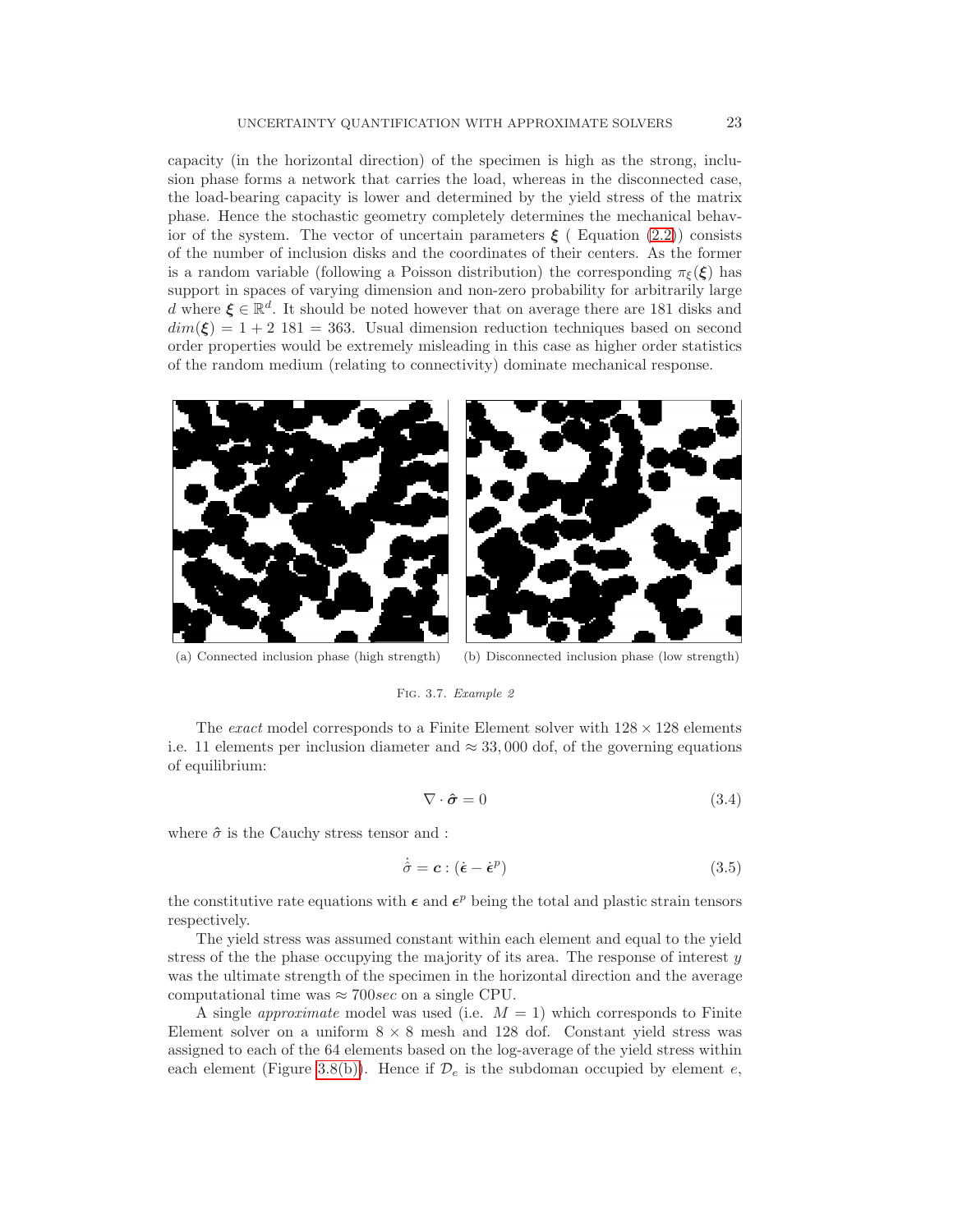capacity (in the horizontal direction) of the specimen is high as the strong, inclusion phase forms a network that carries the load, whereas in the disconnected case, the load-bearing capacity is lower and determined by the yield stress of the matrix phase. Hence the stochastic geometry completely determines the mechanical behavior of the system. The vector of uncertain parameters $\boldsymbol{\xi}$ ( Equation (2.2)) consists of the number of inclusion disks and the coordinates of their centers. As the former is a random variable (following a Poisson distribution) the corresponding $\pi_\xi(\boldsymbol{\xi})$ has support in spaces of varying dimension and non-zero probability for arbitrarily large $d$ where $\boldsymbol{\xi} \in \mathbb{R}^d$. It should be noted however that on average there are 181 disks and $dim(\boldsymbol{\xi}) = 1 + 2\ 181 = 363$. Usual dimension reduction techniques based on second order properties would be extremely misleading in this case as higher order statistics of the random medium (relating to connectivity) dominate mechanical response.

(a) Connected inclusion phase (high strength) (b) Disconnected inclusion phase (low strength)

Fig. 3.7. *Example 2*

The *exact* model corresponds to a Finite Element solver with $128 \times 128$ elements i.e. 11 elements per inclusion diameter and $\approx 33,000$ dof, of the governing equations of equilibrium:

$$\nabla \cdot \hat{\boldsymbol{\sigma}} = 0 \tag{3.4}$$

where $\hat{\sigma}$ is the Cauchy stress tensor and :

$$\dot{\hat{\sigma}} = \boldsymbol{c} : (\dot{\boldsymbol{\epsilon}} - \dot{\boldsymbol{\epsilon}}^p) \tag{3.5}$$

the constitutive rate equations with $\boldsymbol{\epsilon}$ and $\boldsymbol{\epsilon}^p$ being the total and plastic strain tensors respectively.

The yield stress was assumed constant within each element and equal to the yield stress of the the phase occupying the majority of its area. The response of interest $y$ was the ultimate strength of the specimen in the horizontal direction and the average computational time was $\approx 700 sec$ on a single CPU.

A single *approximate* model was used (i.e. $M = 1$) which corresponds to Finite Element solver on a uniform $8 \times 8$ mesh and 128 dof. Constant yield stress was assigned to each of the 64 elements based on the log-average of the yield stress within each element (Figure 3.8(b)). Hence if $\mathcal{D}_e$ is the subdoman occupied by element $e$,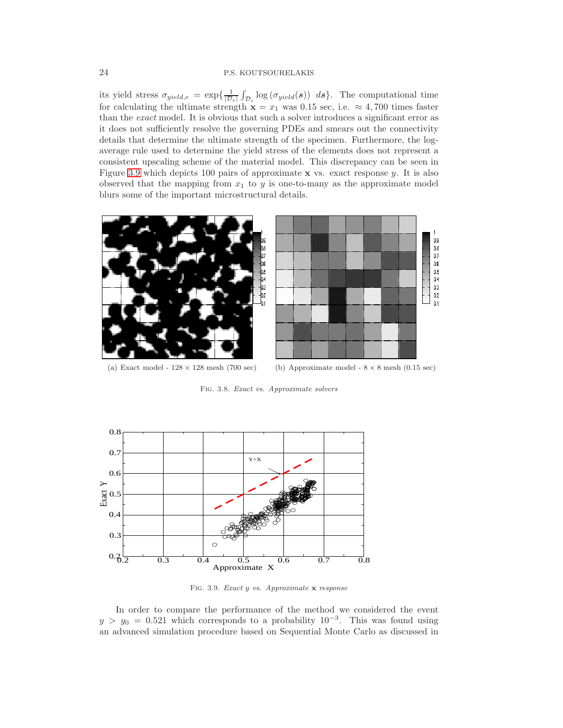its yield stress $\sigma_{yield,e} = \exp\{\frac{1}{|\mathcal{D}_e|}\int_{\mathcal{D}_e} \log\left(\sigma_{yield}(\boldsymbol{s})\right)\ d\boldsymbol{s}\}$. The computational time for calculating the ultimate strength $\mathbf{x} = x_1$ was 0.15 sec, i.e. $\approx 4,700$ times faster than the *exact* model. It is obvious that such a solver introduces a significant error as it does not sufficiently resolve the governing PDEs and smears out the connectivity details that determine the ultimate strength of the specimen. Furthermore, the log-average rule used to determine the yield stress of the elements does not represent a consistent upscaling scheme of the material model. This discrepancy can be seen in Figure 3.9 which depicts 100 pairs of approximate $\mathbf{x}$ vs. exact response $y$. It is also observed that the mapping from $x_1$ to $y$ is one-to-many as the approximate model blurs some of the important microstructural details.

(a) Exact model - $128 \times 128$ mesh (700 sec)

(b) Approximate model - $8 \times 8$ mesh (0.15 sec)

FIG. 3.8. *Exact vs. Approximate solvers*

FIG. 3.9. *Exact $y$ vs. Approximate $\mathbf{x}$ response*

In order to compare the performance of the method we considered the event $y > y_0 = 0.521$ which corresponds to a probability $10^{-3}$. This was found using an advanced simulation procedure based on Sequential Monte Carlo as discussed in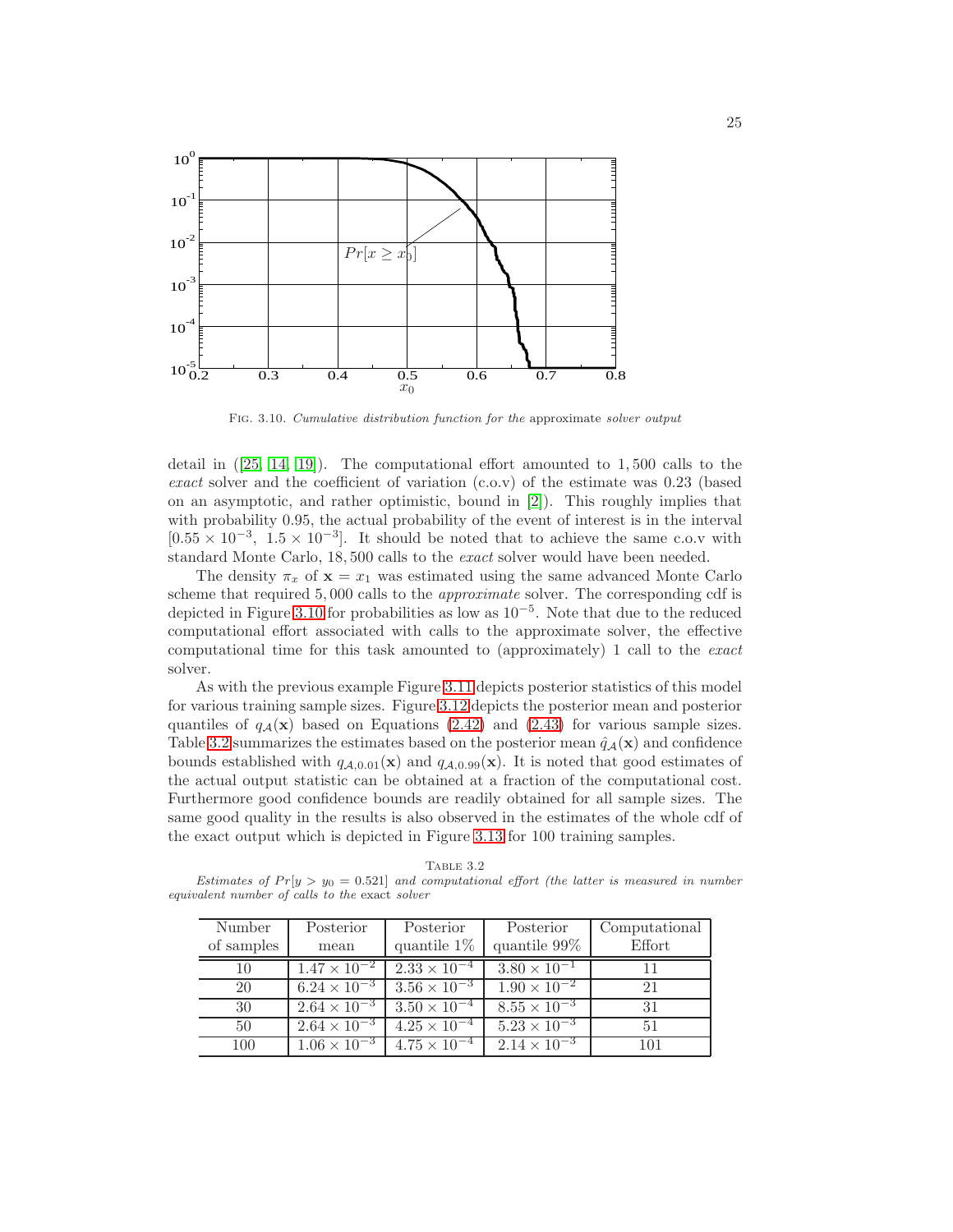Fig. 3.10. *Cumulative distribution function for the* approximate *solver output*

detail in ([25, 14, 19]). The computational effort amounted to 1,500 calls to the *exact* solver and the coefficient of variation (c.o.v) of the estimate was 0.23 (based on an asymptotic, and rather optimistic, bound in [2]). This roughly implies that with probability 0.95, the actual probability of the event of interest is in the interval $[0.55 \times 10^{-3},\ 1.5 \times 10^{-3}]$. It should be noted that to achieve the same c.o.v with standard Monte Carlo, 18,500 calls to the *exact* solver would have been needed.

The density $\pi_x$ of $\mathbf{x} = x_1$ was estimated using the same advanced Monte Carlo scheme that required 5,000 calls to the *approximate* solver. The corresponding cdf is depicted in Figure 3.10 for probabilities as low as $10^{-5}$. Note that due to the reduced computational effort associated with calls to the approximate solver, the effective computational time for this task amounted to (approximately) 1 call to the *exact* solver.

As with the previous example Figure 3.11 depicts posterior statistics of this model for various training sample sizes. Figure 3.12 depicts the posterior mean and posterior quantiles of $q_{\mathcal{A}}(\mathbf{x})$ based on Equations (2.42) and (2.43) for various sample sizes. Table 3.2 summarizes the estimates based on the posterior mean $\hat{q}_{\mathcal{A}}(\mathbf{x})$ and confidence bounds established with $q_{\mathcal{A},0.01}(\mathbf{x})$ and $q_{\mathcal{A},0.99}(\mathbf{x})$. It is noted that good estimates of the actual output statistic can be obtained at a fraction of the computational cost. Furthermore good confidence bounds are readily obtained for all sample sizes. The same good quality in the results is also observed in the estimates of the whole cdf of the exact output which is depicted in Figure 3.13 for 100 training samples.

Table 3.2
*Estimates of $Pr[y > y_0 = 0.521]$ and computational effort (the latter is measured in number equivalent number of calls to the* exact *solver*

| Number of samples | Posterior mean | Posterior quantile 1% | Posterior quantile 99% | Computational Effort |
|---|---|---|---|---|
| 10 | $1.47 \times 10^{-2}$ | $2.33 \times 10^{-4}$ | $3.80 \times 10^{-1}$ | 11 |
| 20 | $6.24 \times 10^{-3}$ | $3.56 \times 10^{-3}$ | $1.90 \times 10^{-2}$ | 21 |
| 30 | $2.64 \times 10^{-3}$ | $3.50 \times 10^{-4}$ | $8.55 \times 10^{-3}$ | 31 |
| 50 | $2.64 \times 10^{-3}$ | $4.25 \times 10^{-4}$ | $5.23 \times 10^{-3}$ | 51 |
| 100 | $1.06 \times 10^{-3}$ | $4.75 \times 10^{-4}$ | $2.14 \times 10^{-3}$ | 101 |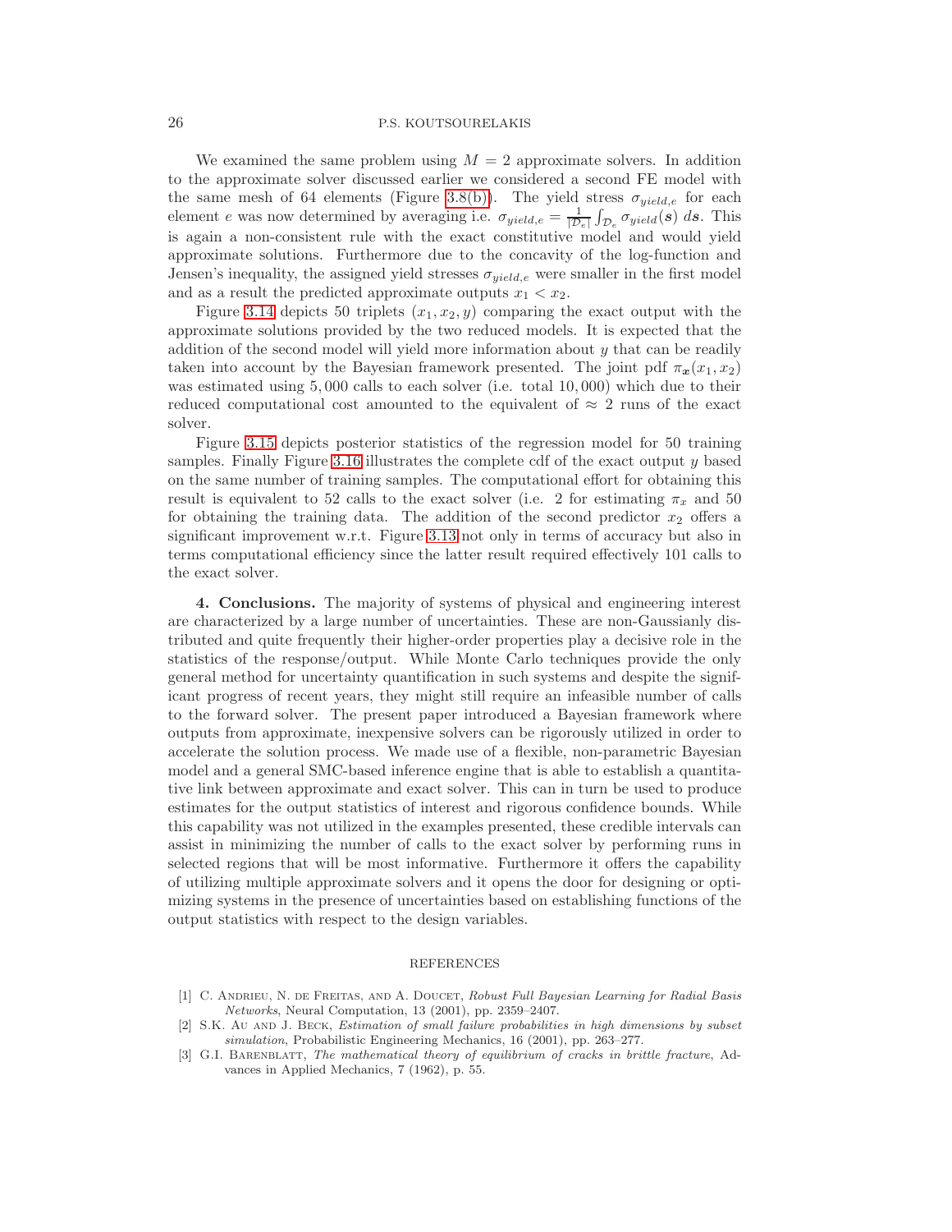We examined the same problem using $M = 2$ approximate solvers. In addition to the approximate solver discussed earlier we considered a second FE model with the same mesh of 64 elements (Figure 3.8(b)). The yield stress $\sigma_{yield,e}$ for each element $e$ was now determined by averaging i.e. $\sigma_{yield,e} = \frac{1}{|\mathcal{D}_e|}\int_{\mathcal{D}_e} \sigma_{yield}(\boldsymbol{s})\ d\boldsymbol{s}$. This is again a non-consistent rule with the exact constitutive model and would yield approximate solutions. Furthermore due to the concavity of the log-function and Jensen's inequality, the assigned yield stresses $\sigma_{yield,e}$ were smaller in the first model and as a result the predicted approximate outputs $x_1 < x_2$.

Figure 3.14 depicts 50 triplets $(x_1, x_2, y)$ comparing the exact output with the approximate solutions provided by the two reduced models. It is expected that the addition of the second model will yield more information about $y$ that can be readily taken into account by the Bayesian framework presented. The joint pdf $\pi_{\boldsymbol{x}}(x_1, x_2)$ was estimated using 5,000 calls to each solver (i.e. total 10,000) which due to their reduced computational cost amounted to the equivalent of $\approx 2$ runs of the exact solver.

Figure 3.15 depicts posterior statistics of the regression model for 50 training samples. Finally Figure 3.16 illustrates the complete cdf of the exact output $y$ based on the same number of training samples. The computational effort for obtaining this result is equivalent to 52 calls to the exact solver (i.e. 2 for estimating $\pi_x$ and 50 for obtaining the training data. The addition of the second predictor $x_2$ offers a significant improvement w.r.t. Figure 3.13 not only in terms of accuracy but also in terms computational efficiency since the latter result required effectively 101 calls to the exact solver.

**4. Conclusions.** The majority of systems of physical and engineering interest are characterized by a large number of uncertainties. These are non-Gaussianly distributed and quite frequently their higher-order properties play a decisive role in the statistics of the response/output. While Monte Carlo techniques provide the only general method for uncertainty quantification in such systems and despite the significant progress of recent years, they might still require an infeasible number of calls to the forward solver. The present paper introduced a Bayesian framework where outputs from approximate, inexpensive solvers can be rigorously utilized in order to accelerate the solution process. We made use of a flexible, non-parametric Bayesian model and a general SMC-based inference engine that is able to establish a quantitative link between approximate and exact solver. This can in turn be used to produce estimates for the output statistics of interest and rigorous confidence bounds. While this capability was not utilized in the examples presented, these credible intervals can assist in minimizing the number of calls to the exact solver by performing runs in selected regions that will be most informative. Furthermore it offers the capability of utilizing multiple approximate solvers and it opens the door for designing or optimizing systems in the presence of uncertainties based on establishing functions of the output statistics with respect to the design variables.

## REFERENCES

[1] C. Andrieu, N. de Freitas, and A. Doucet, *Robust Full Bayesian Learning for Radial Basis Networks*, Neural Computation, 13 (2001), pp. 2359–2407.

[2] S.K. Au and J. Beck, *Estimation of small failure probabilities in high dimensions by subset simulation*, Probabilistic Engineering Mechanics, 16 (2001), pp. 263–277.

[3] G.I. Barenblatt, *The mathematical theory of equilibrium of cracks in brittle fracture*, Advances in Applied Mechanics, 7 (1962), p. 55.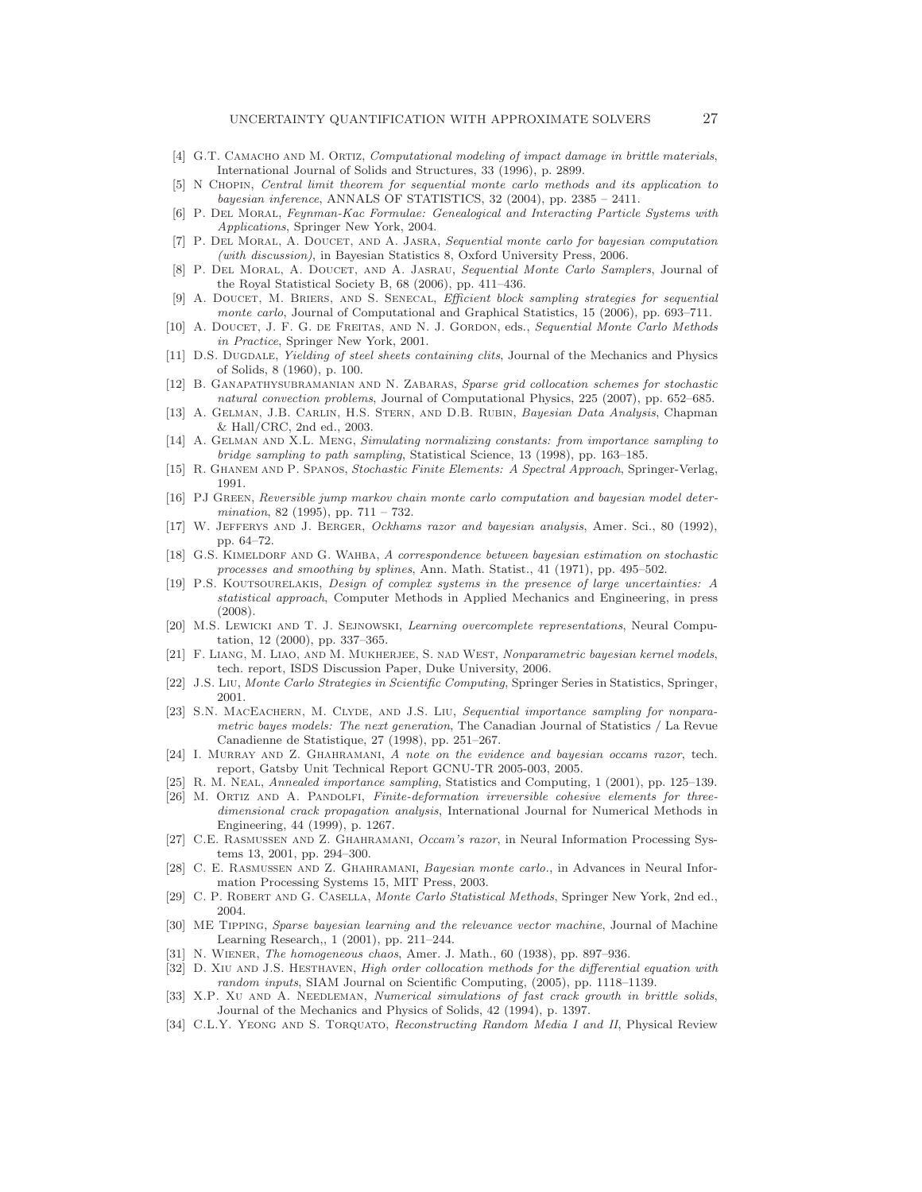[4] G.T. Camacho and M. Ortiz, *Computational modeling of impact damage in brittle materials*, International Journal of Solids and Structures, 33 (1996), p. 2899.

[5] N Chopin, *Central limit theorem for sequential monte carlo methods and its application to bayesian inference*, ANNALS OF STATISTICS, 32 (2004), pp. 2385 – 2411.

[6] P. Del Moral, *Feynman-Kac Formulae: Genealogical and Interacting Particle Systems with Applications*, Springer New York, 2004.

[7] P. Del Moral, A. Doucet, and A. Jasra, *Sequential monte carlo for bayesian computation (with discussion)*, in Bayesian Statistics 8, Oxford University Press, 2006.

[8] P. Del Moral, A. Doucet, and A. Jasrau, *Sequential Monte Carlo Samplers*, Journal of the Royal Statistical Society B, 68 (2006), pp. 411–436.

[9] A. Doucet, M. Briers, and S. Senecal, *Efficient block sampling strategies for sequential monte carlo*, Journal of Computational and Graphical Statistics, 15 (2006), pp. 693–711.

[10] A. Doucet, J. F. G. de Freitas, and N. J. Gordon, eds., *Sequential Monte Carlo Methods in Practice*, Springer New York, 2001.

[11] D.S. Dugdale, *Yielding of steel sheets containing clits*, Journal of the Mechanics and Physics of Solids, 8 (1960), p. 100.

[12] B. Ganapathysubramanian and N. Zabaras, *Sparse grid collocation schemes for stochastic natural convection problems*, Journal of Computational Physics, 225 (2007), pp. 652–685.

[13] A. Gelman, J.B. Carlin, H.S. Stern, and D.B. Rubin, *Bayesian Data Analysis*, Chapman & Hall/CRC, 2nd ed., 2003.

[14] A. Gelman and X.L. Meng, *Simulating normalizing constants: from importance sampling to bridge sampling to path sampling*, Statistical Science, 13 (1998), pp. 163–185.

[15] R. Ghanem and P. Spanos, *Stochastic Finite Elements: A Spectral Approach*, Springer-Verlag, 1991.

[16] PJ Green, *Reversible jump markov chain monte carlo computation and bayesian model determination*, 82 (1995), pp. 711 – 732.

[17] W. Jefferys and J. Berger, *Ockhams razor and bayesian analysis*, Amer. Sci., 80 (1992), pp. 64–72.

[18] G.S. Kimeldorf and G. Wahba, *A correspondence between bayesian estimation on stochastic processes and smoothing by splines*, Ann. Math. Statist., 41 (1971), pp. 495–502.

[19] P.S. Koutsourelakis, *Design of complex systems in the presence of large uncertainties: A statistical approach*, Computer Methods in Applied Mechanics and Engineering, in press (2008).

[20] M.S. Lewicki and T. J. Sejnowski, *Learning overcomplete representations*, Neural Computation, 12 (2000), pp. 337–365.

[21] F. Liang, M. Liao, and M. Mukherjee, S. nad West, *Nonparametric bayesian kernel models*, tech. report, ISDS Discussion Paper, Duke University, 2006.

[22] J.S. Liu, *Monte Carlo Strategies in Scientific Computing*, Springer Series in Statistics, Springer, 2001.

[23] S.N. MacEachern, M. Clyde, and J.S. Liu, *Sequential importance sampling for nonparametric bayes models: The next generation*, The Canadian Journal of Statistics / La Revue Canadienne de Statistique, 27 (1998), pp. 251–267.

[24] I. Murray and Z. Ghahramani, *A note on the evidence and bayesian occams razor*, tech. report, Gatsby Unit Technical Report GCNU-TR 2005-003, 2005.

[25] R. M. Neal, *Annealed importance sampling*, Statistics and Computing, 1 (2001), pp. 125–139.

[26] M. Ortiz and A. Pandolfi, *Finite-deformation irreversible cohesive elements for three-dimensional crack propagation analysis*, International Journal for Numerical Methods in Engineering, 44 (1999), p. 1267.

[27] C.E. Rasmussen and Z. Ghahramani, *Occam's razor*, in Neural Information Processing Systems 13, 2001, pp. 294–300.

[28] C. E. Rasmussen and Z. Ghahramani, *Bayesian monte carlo.*, in Advances in Neural Information Processing Systems 15, MIT Press, 2003.

[29] C. P. Robert and G. Casella, *Monte Carlo Statistical Methods*, Springer New York, 2nd ed., 2004.

[30] ME Tipping, *Sparse bayesian learning and the relevance vector machine*, Journal of Machine Learning Research,, 1 (2001), pp. 211–244.

[31] N. Wiener, *The homogeneous chaos*, Amer. J. Math., 60 (1938), pp. 897–936.

[32] D. Xiu and J.S. Hesthaven, *High order collocation methods for the differential equation with random inputs*, SIAM Journal on Scientific Computing, (2005), pp. 1118–1139.

[33] X.P. Xu and A. Needleman, *Numerical simulations of fast crack growth in brittle solids*, Journal of the Mechanics and Physics of Solids, 42 (1994), p. 1397.

[34] C.L.Y. Yeong and S. Torquato, *Reconstructing Random Media I and II*, Physical Review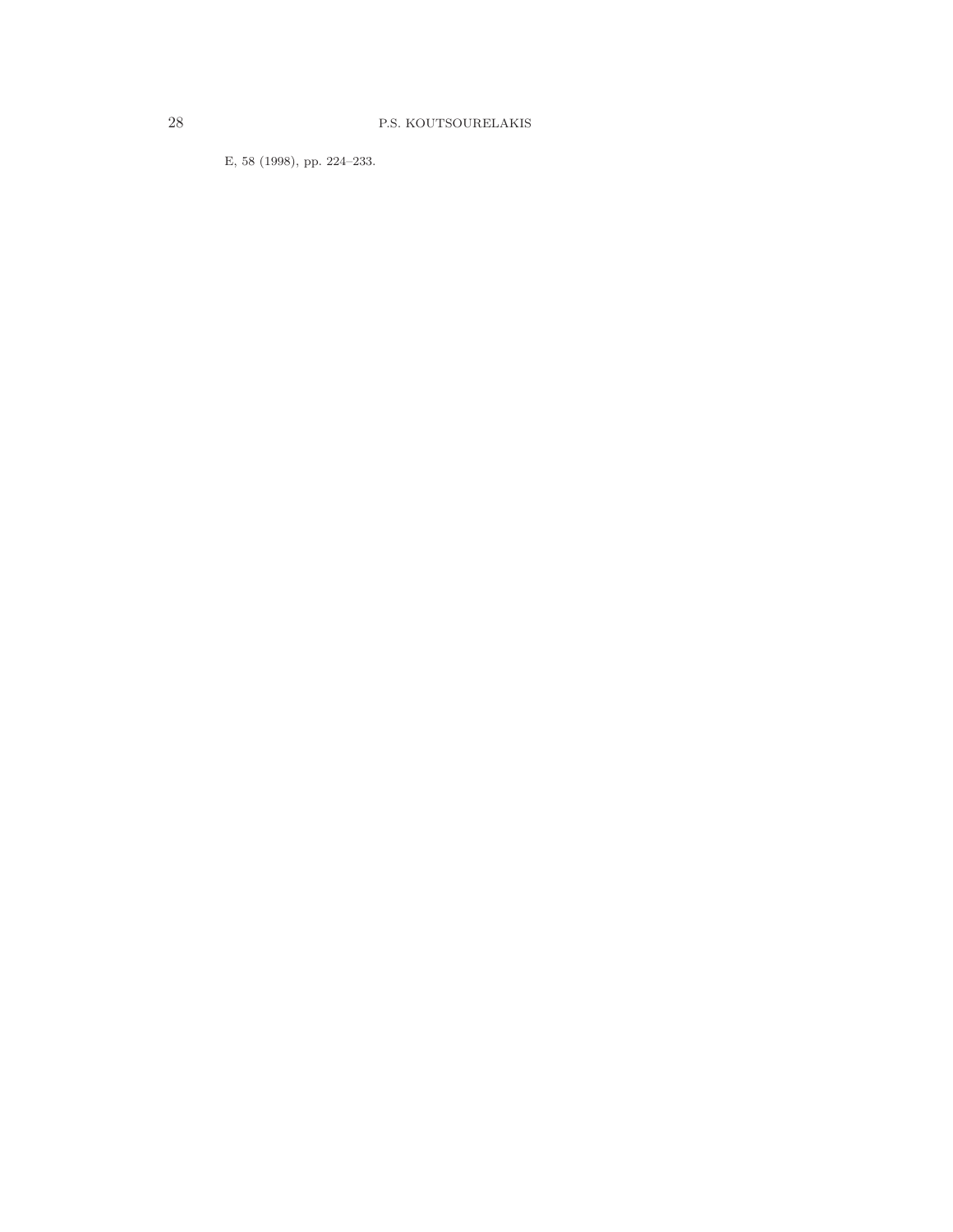E, 58 (1998), pp. 224–233.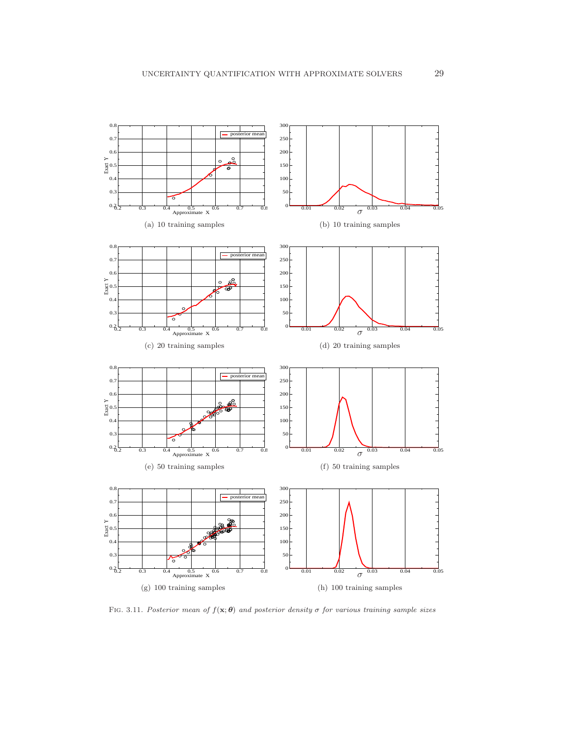(a) 10 training samples

(b) 10 training samples

(c) 20 training samples

(d) 20 training samples

(e) 50 training samples

(f) 50 training samples

(g) 100 training samples

(h) 100 training samples

FIG. 3.11. *Posterior mean of $f(\mathbf{x};\boldsymbol{\theta})$ and posterior density $\sigma$ for various training sample sizes*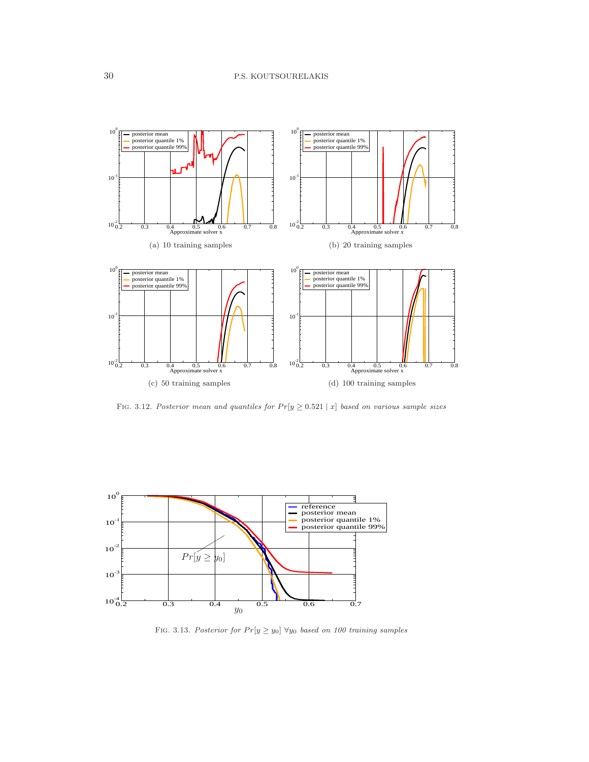(a) 10 training samples

(b) 20 training samples

(c) 50 training samples

(d) 100 training samples

Fig. 3.12. *Posterior mean and quantiles for $Pr[y \geq 0.521 \mid x]$ based on various sample sizes*

Fig. 3.13. *Posterior for $Pr[y \geq y_0]$ $\forall y_0$ based on 100 training samples*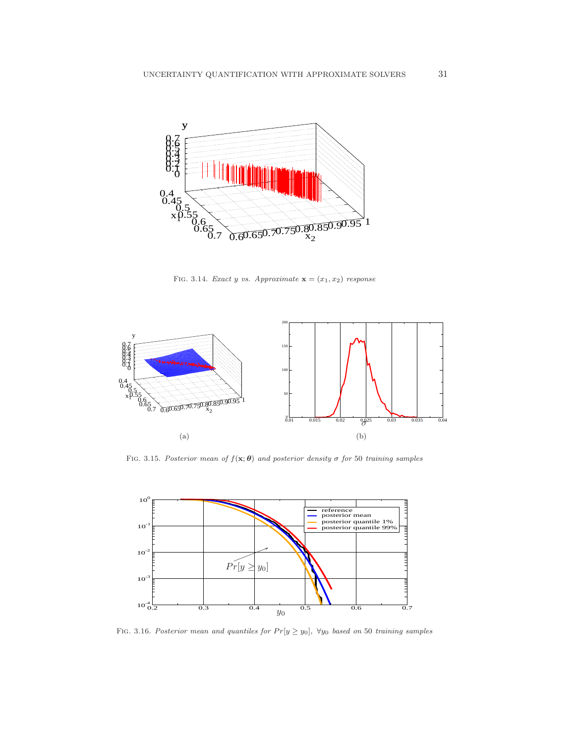y

0.7
0.6
0.5
0.4
0.3
0.2
0.1
0

0.4
0.45
0.5
$x_1$ 0.55
0.6
0.65
0.7

0.6 0.65 0.7 0.75 0.8 0.85 0.9 0.95 1
$x_2$

Fig. 3.14. *Exact $y$ vs. Approximate $\mathbf{x} = (x_1, x_2)$ response*

y

0.7
0.6
0.5
0.4
0.3
0.2
0.1
0

0.4
0.45
0.5
$x_1$ 0.55
0.6
0.65
0.7

0.6 0.65 0.7 0.75 0.8 0.85 0.9 0.95 1
$x_2$

(a)

200
150
100
50
0

0.01 0.015 0.02 0.025 0.03 0.035 0.04
$\sigma$

(b)

Fig. 3.15. *Posterior mean of $f(\mathbf{x}; \boldsymbol{\theta})$ and posterior density $\sigma$ for 50 training samples*

$10^0$
$10^{-1}$
$10^{-2}$
$10^{-3}$
$10^{-4}$

0.2 0.3 0.4 0.5 0.6 0.7
$y_0$

reference
posterior mean
posterior quantile 1%
posterior quantile 99%

$Pr[y \geq y_0]$

Fig. 3.16. *Posterior mean and quantiles for $Pr[y \geq y_0]$, $\forall y_0$ based on 50 training samples*